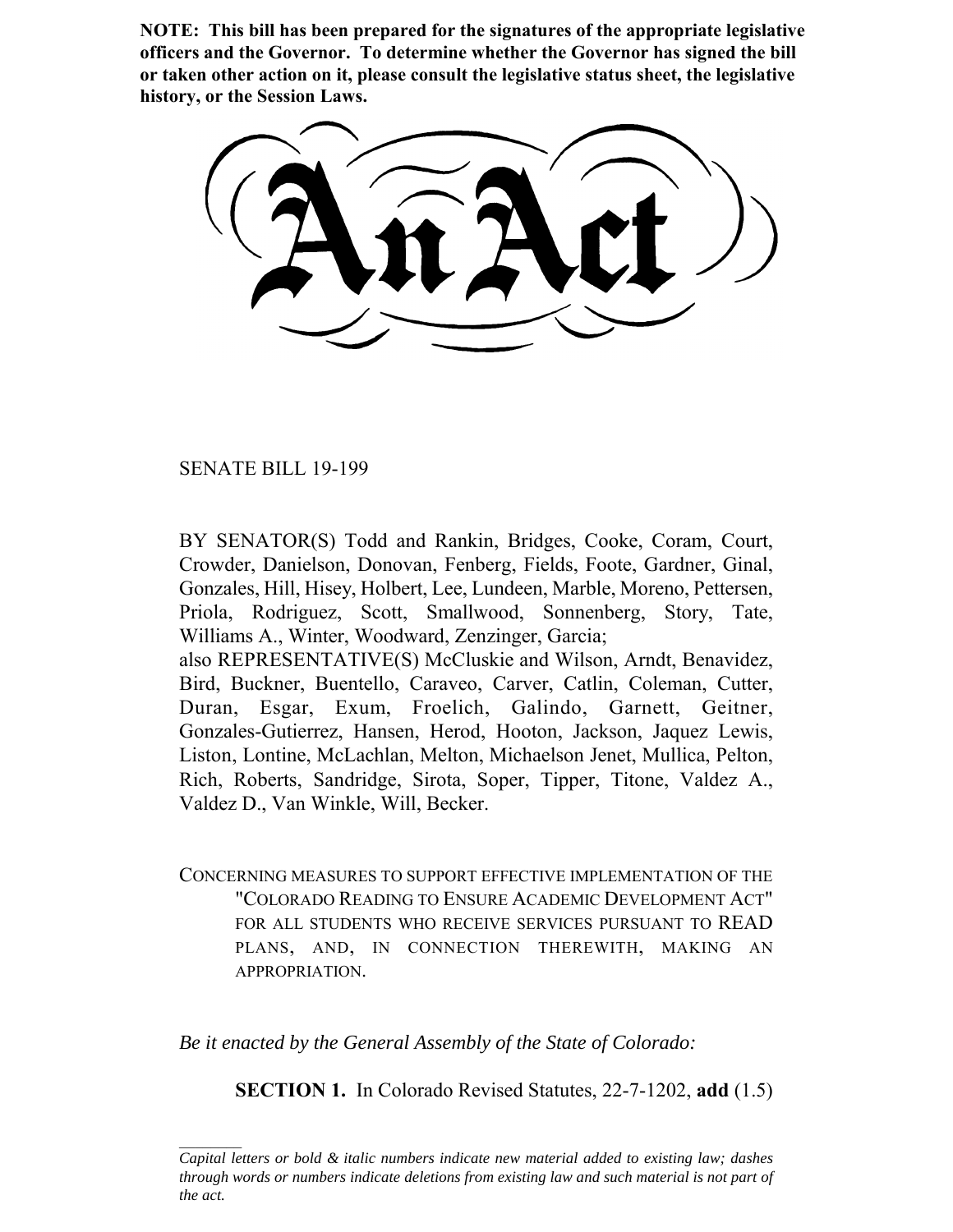**NOTE: This bill has been prepared for the signatures of the appropriate legislative officers and the Governor. To determine whether the Governor has signed the bill or taken other action on it, please consult the legislative status sheet, the legislative history, or the Session Laws.**

# An Act

SENATE BILL 19-199

BY SENATOR(S) Todd and Rankin, Bridges, Cooke, Coram, Court, Crowder, Danielson, Donovan, Fenberg, Fields, Foote, Gardner, Ginal, Gonzales, Hill, Hisey, Holbert, Lee, Lundeen, Marble, Moreno, Pettersen, Priola, Rodriguez, Scott, Smallwood, Sonnenberg, Story, Tate, Williams A., Winter, Woodward, Zenzinger, Garcia;
also REPRESENTATIVE(S) McCluskie and Wilson, Arndt, Benavidez, Bird, Buckner, Buentello, Caraveo, Carver, Catlin, Coleman, Cutter, Duran, Esgar, Exum, Froelich, Galindo, Garnett, Geitner, Gonzales-Gutierrez, Hansen, Herod, Hooton, Jackson, Jaquez Lewis, Liston, Lontine, McLachlan, Melton, Michaelson Jenet, Mullica, Pelton, Rich, Roberts, Sandridge, Sirota, Soper, Tipper, Titone, Valdez A., Valdez D., Van Winkle, Will, Becker.

CONCERNING MEASURES TO SUPPORT EFFECTIVE IMPLEMENTATION OF THE "COLORADO READING TO ENSURE ACADEMIC DEVELOPMENT ACT" FOR ALL STUDENTS WHO RECEIVE SERVICES PURSUANT TO READ PLANS, AND, IN CONNECTION THEREWITH, MAKING AN APPROPRIATION.

*Be it enacted by the General Assembly of the State of Colorado:*

**SECTION 1.** In Colorado Revised Statutes, 22-7-1202, **add** (1.5)

---

*Capital letters or bold & italic numbers indicate new material added to existing law; dashes through words or numbers indicate deletions from existing law and such material is not part of the act.*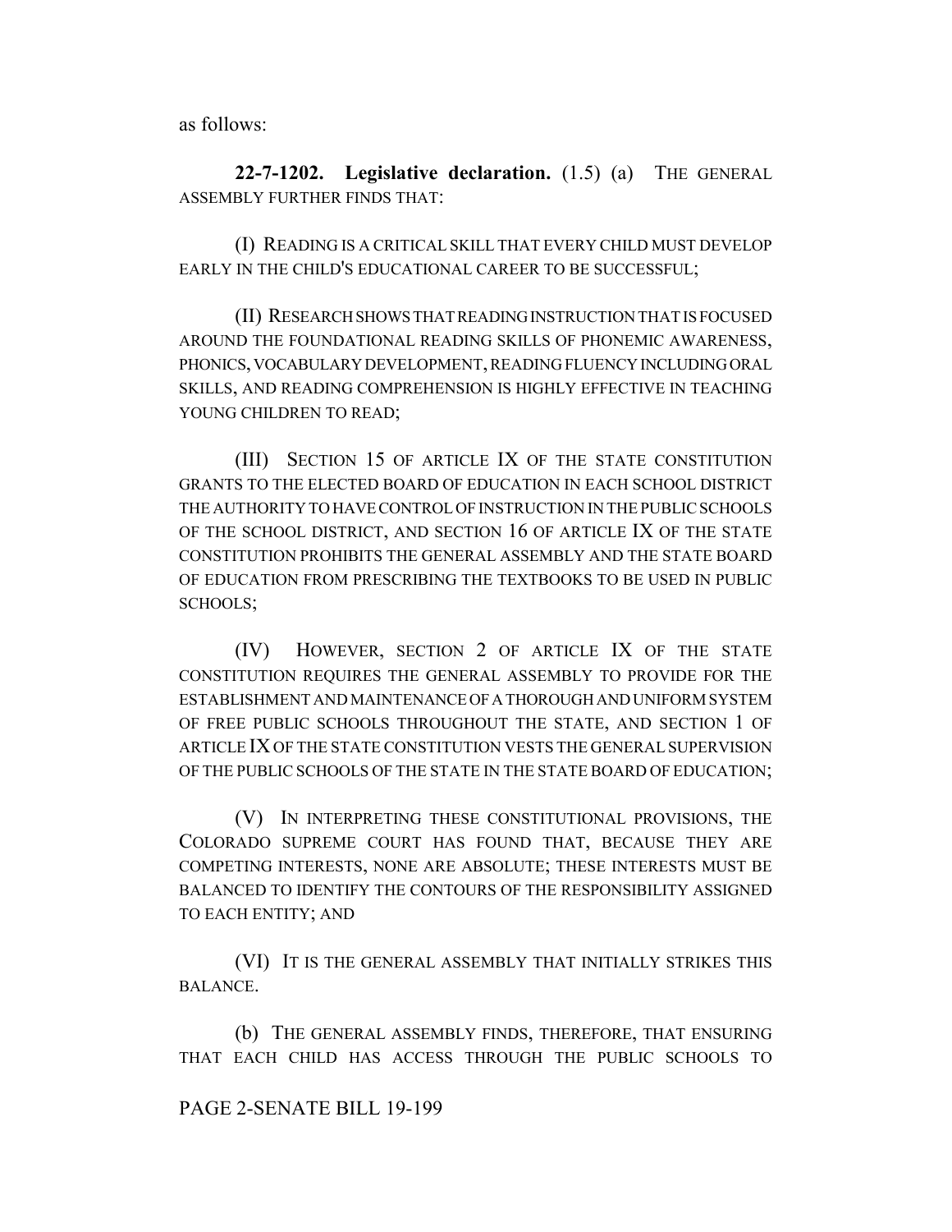as follows:

**22-7-1202. Legislative declaration.** (1.5) (a) THE GENERAL ASSEMBLY FURTHER FINDS THAT:

(I) READING IS A CRITICAL SKILL THAT EVERY CHILD MUST DEVELOP EARLY IN THE CHILD'S EDUCATIONAL CAREER TO BE SUCCESSFUL;

(II) RESEARCH SHOWS THAT READING INSTRUCTION THAT IS FOCUSED AROUND THE FOUNDATIONAL READING SKILLS OF PHONEMIC AWARENESS, PHONICS, VOCABULARY DEVELOPMENT, READING FLUENCY INCLUDING ORAL SKILLS, AND READING COMPREHENSION IS HIGHLY EFFECTIVE IN TEACHING YOUNG CHILDREN TO READ;

(III) SECTION 15 OF ARTICLE IX OF THE STATE CONSTITUTION GRANTS TO THE ELECTED BOARD OF EDUCATION IN EACH SCHOOL DISTRICT THE AUTHORITY TO HAVE CONTROL OF INSTRUCTION IN THE PUBLIC SCHOOLS OF THE SCHOOL DISTRICT, AND SECTION 16 OF ARTICLE IX OF THE STATE CONSTITUTION PROHIBITS THE GENERAL ASSEMBLY AND THE STATE BOARD OF EDUCATION FROM PRESCRIBING THE TEXTBOOKS TO BE USED IN PUBLIC SCHOOLS;

(IV) HOWEVER, SECTION 2 OF ARTICLE IX OF THE STATE CONSTITUTION REQUIRES THE GENERAL ASSEMBLY TO PROVIDE FOR THE ESTABLISHMENT AND MAINTENANCE OF A THOROUGH AND UNIFORM SYSTEM OF FREE PUBLIC SCHOOLS THROUGHOUT THE STATE, AND SECTION 1 OF ARTICLE IX OF THE STATE CONSTITUTION VESTS THE GENERAL SUPERVISION OF THE PUBLIC SCHOOLS OF THE STATE IN THE STATE BOARD OF EDUCATION;

(V) IN INTERPRETING THESE CONSTITUTIONAL PROVISIONS, THE COLORADO SUPREME COURT HAS FOUND THAT, BECAUSE THEY ARE COMPETING INTERESTS, NONE ARE ABSOLUTE; THESE INTERESTS MUST BE BALANCED TO IDENTIFY THE CONTOURS OF THE RESPONSIBILITY ASSIGNED TO EACH ENTITY; AND

(VI) IT IS THE GENERAL ASSEMBLY THAT INITIALLY STRIKES THIS BALANCE.

(b) THE GENERAL ASSEMBLY FINDS, THEREFORE, THAT ENSURING THAT EACH CHILD HAS ACCESS THROUGH THE PUBLIC SCHOOLS TO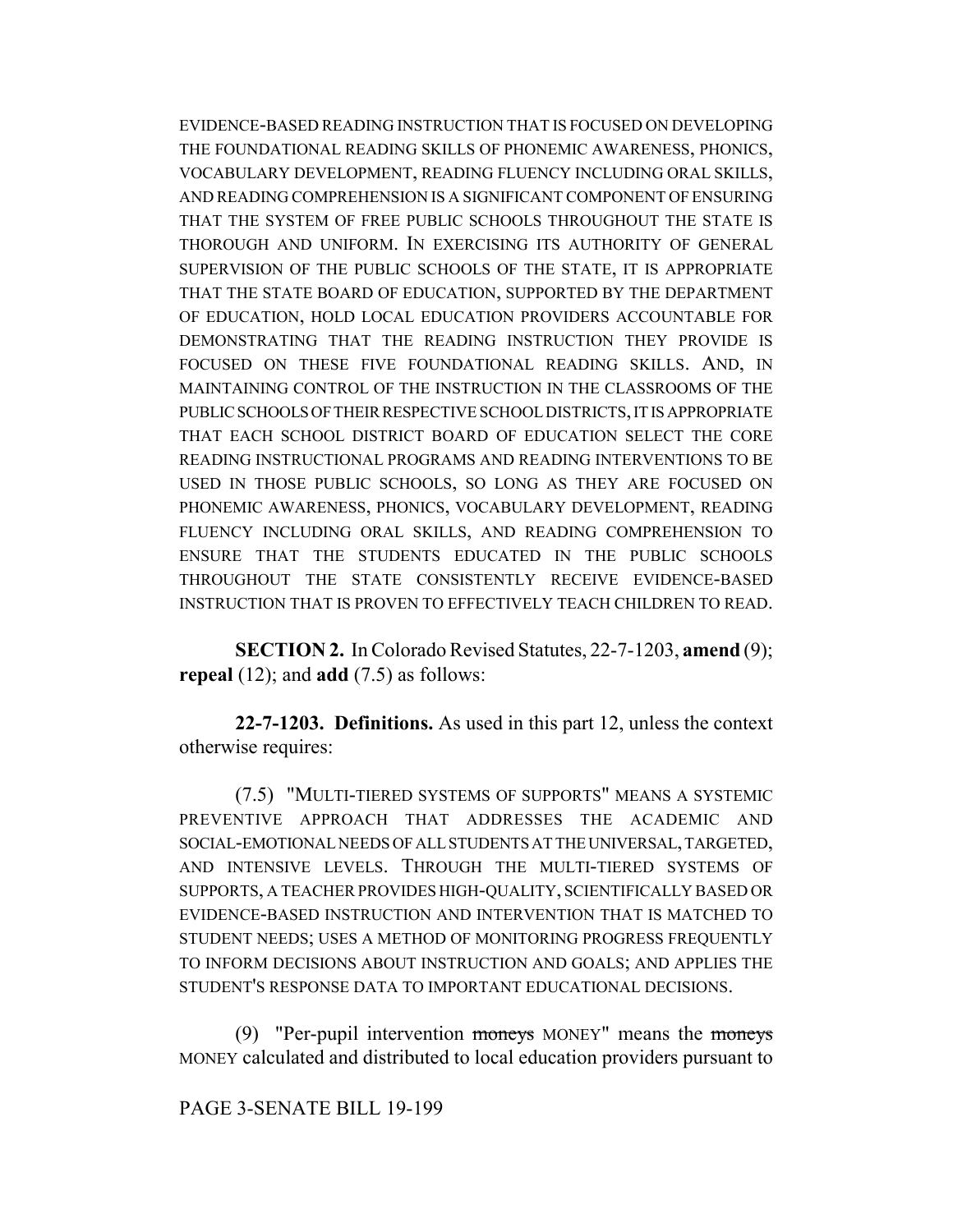EVIDENCE-BASED READING INSTRUCTION THAT IS FOCUSED ON DEVELOPING THE FOUNDATIONAL READING SKILLS OF PHONEMIC AWARENESS, PHONICS, VOCABULARY DEVELOPMENT, READING FLUENCY INCLUDING ORAL SKILLS, AND READING COMPREHENSION IS A SIGNIFICANT COMPONENT OF ENSURING THAT THE SYSTEM OF FREE PUBLIC SCHOOLS THROUGHOUT THE STATE IS THOROUGH AND UNIFORM. IN EXERCISING ITS AUTHORITY OF GENERAL SUPERVISION OF THE PUBLIC SCHOOLS OF THE STATE, IT IS APPROPRIATE THAT THE STATE BOARD OF EDUCATION, SUPPORTED BY THE DEPARTMENT OF EDUCATION, HOLD LOCAL EDUCATION PROVIDERS ACCOUNTABLE FOR DEMONSTRATING THAT THE READING INSTRUCTION THEY PROVIDE IS FOCUSED ON THESE FIVE FOUNDATIONAL READING SKILLS. AND, IN MAINTAINING CONTROL OF THE INSTRUCTION IN THE CLASSROOMS OF THE PUBLIC SCHOOLS OF THEIR RESPECTIVE SCHOOL DISTRICTS, IT IS APPROPRIATE THAT EACH SCHOOL DISTRICT BOARD OF EDUCATION SELECT THE CORE READING INSTRUCTIONAL PROGRAMS AND READING INTERVENTIONS TO BE USED IN THOSE PUBLIC SCHOOLS, SO LONG AS THEY ARE FOCUSED ON PHONEMIC AWARENESS, PHONICS, VOCABULARY DEVELOPMENT, READING FLUENCY INCLUDING ORAL SKILLS, AND READING COMPREHENSION TO ENSURE THAT THE STUDENTS EDUCATED IN THE PUBLIC SCHOOLS THROUGHOUT THE STATE CONSISTENTLY RECEIVE EVIDENCE-BASED INSTRUCTION THAT IS PROVEN TO EFFECTIVELY TEACH CHILDREN TO READ.

**SECTION 2.** In Colorado Revised Statutes, 22-7-1203, **amend** (9); **repeal** (12); and **add** (7.5) as follows:

**22-7-1203. Definitions.** As used in this part 12, unless the context otherwise requires:

(7.5) "MULTI-TIERED SYSTEMS OF SUPPORTS" MEANS A SYSTEMIC PREVENTIVE APPROACH THAT ADDRESSES THE ACADEMIC AND SOCIAL-EMOTIONAL NEEDS OF ALL STUDENTS AT THE UNIVERSAL, TARGETED, AND INTENSIVE LEVELS. THROUGH THE MULTI-TIERED SYSTEMS OF SUPPORTS, A TEACHER PROVIDES HIGH-QUALITY, SCIENTIFICALLY BASED OR EVIDENCE-BASED INSTRUCTION AND INTERVENTION THAT IS MATCHED TO STUDENT NEEDS; USES A METHOD OF MONITORING PROGRESS FREQUENTLY TO INFORM DECISIONS ABOUT INSTRUCTION AND GOALS; AND APPLIES THE STUDENT'S RESPONSE DATA TO IMPORTANT EDUCATIONAL DECISIONS.

(9) "Per-pupil intervention ~~moneys~~ MONEY" means the ~~moneys~~ MONEY calculated and distributed to local education providers pursuant to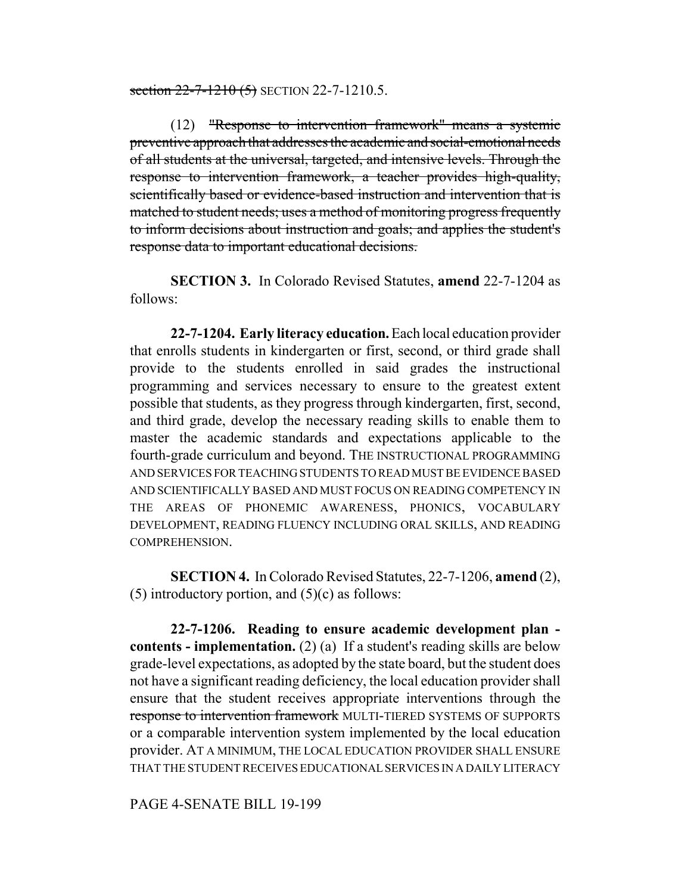~~section 22-7-1210 (5)~~ SECTION 22-7-1210.5.

(12) ~~"Response to intervention framework" means a systemic preventive approach that addresses the academic and social-emotional needs of all students at the universal, targeted, and intensive levels. Through the response to intervention framework, a teacher provides high-quality, scientifically based or evidence-based instruction and intervention that is matched to student needs; uses a method of monitoring progress frequently to inform decisions about instruction and goals; and applies the student's response data to important educational decisions.~~

**SECTION 3.** In Colorado Revised Statutes, **amend** 22-7-1204 as follows:

**22-7-1204. Early literacy education.** Each local education provider that enrolls students in kindergarten or first, second, or third grade shall provide to the students enrolled in said grades the instructional programming and services necessary to ensure to the greatest extent possible that students, as they progress through kindergarten, first, second, and third grade, develop the necessary reading skills to enable them to master the academic standards and expectations applicable to the fourth-grade curriculum and beyond. THE INSTRUCTIONAL PROGRAMMING AND SERVICES FOR TEACHING STUDENTS TO READ MUST BE EVIDENCE BASED AND SCIENTIFICALLY BASED AND MUST FOCUS ON READING COMPETENCY IN THE AREAS OF PHONEMIC AWARENESS, PHONICS, VOCABULARY DEVELOPMENT, READING FLUENCY INCLUDING ORAL SKILLS, AND READING COMPREHENSION.

**SECTION 4.** In Colorado Revised Statutes, 22-7-1206, **amend** (2), (5) introductory portion, and (5)(c) as follows:

**22-7-1206. Reading to ensure academic development plan - contents - implementation.** (2) (a) If a student's reading skills are below grade-level expectations, as adopted by the state board, but the student does not have a significant reading deficiency, the local education provider shall ensure that the student receives appropriate interventions through the ~~response to intervention framework~~ MULTI-TIERED SYSTEMS OF SUPPORTS or a comparable intervention system implemented by the local education provider. AT A MINIMUM, THE LOCAL EDUCATION PROVIDER SHALL ENSURE THAT THE STUDENT RECEIVES EDUCATIONAL SERVICES IN A DAILY LITERACY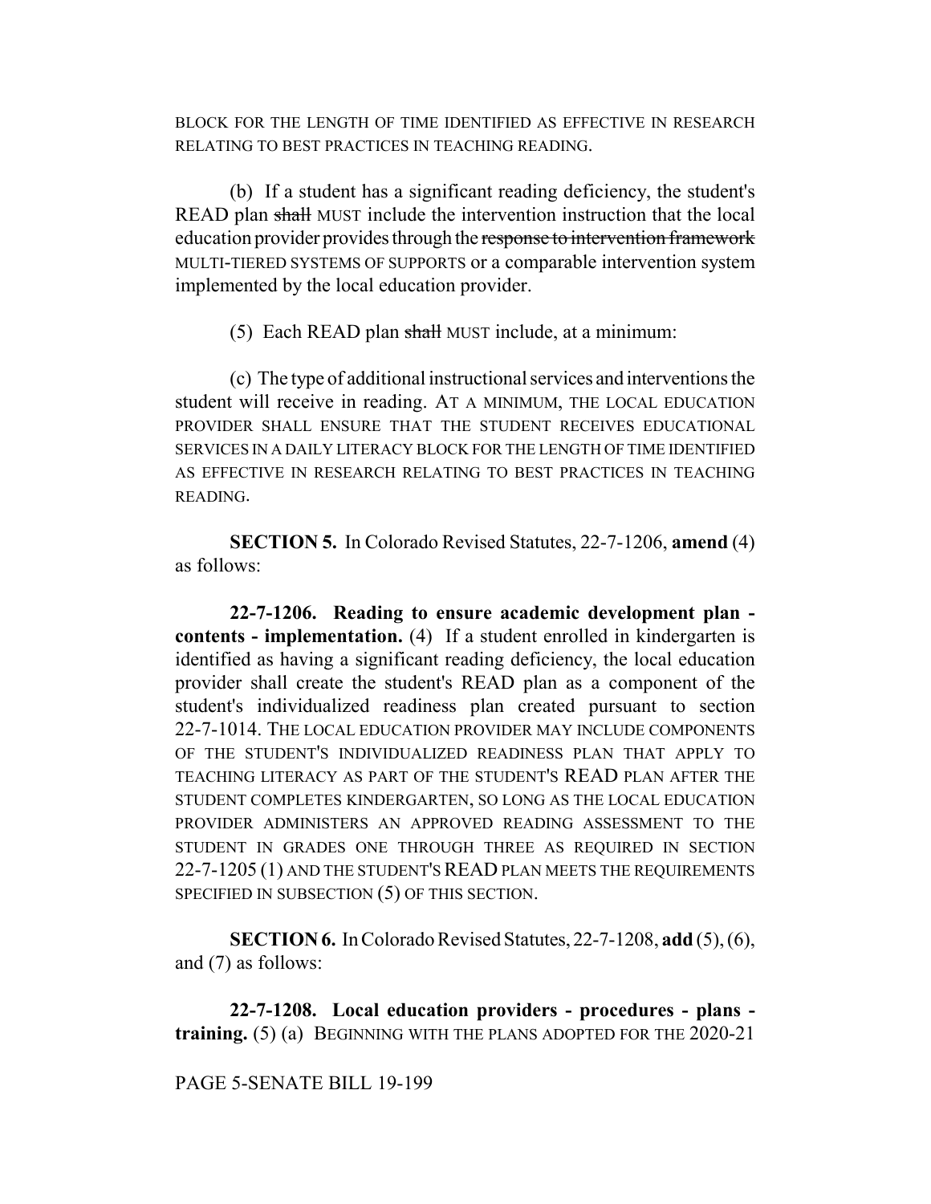BLOCK FOR THE LENGTH OF TIME IDENTIFIED AS EFFECTIVE IN RESEARCH RELATING TO BEST PRACTICES IN TEACHING READING.

(b) If a student has a significant reading deficiency, the student's READ plan ~~shall~~ MUST include the intervention instruction that the local education provider provides through the ~~response to intervention framework~~ MULTI-TIERED SYSTEMS OF SUPPORTS or a comparable intervention system implemented by the local education provider.

(5) Each READ plan ~~shall~~ MUST include, at a minimum:

(c) The type of additional instructional services and interventions the student will receive in reading. AT A MINIMUM, THE LOCAL EDUCATION PROVIDER SHALL ENSURE THAT THE STUDENT RECEIVES EDUCATIONAL SERVICES IN A DAILY LITERACY BLOCK FOR THE LENGTH OF TIME IDENTIFIED AS EFFECTIVE IN RESEARCH RELATING TO BEST PRACTICES IN TEACHING READING.

**SECTION 5.** In Colorado Revised Statutes, 22-7-1206, **amend** (4) as follows:

**22-7-1206. Reading to ensure academic development plan - contents - implementation.** (4) If a student enrolled in kindergarten is identified as having a significant reading deficiency, the local education provider shall create the student's READ plan as a component of the student's individualized readiness plan created pursuant to section 22-7-1014. THE LOCAL EDUCATION PROVIDER MAY INCLUDE COMPONENTS OF THE STUDENT'S INDIVIDUALIZED READINESS PLAN THAT APPLY TO TEACHING LITERACY AS PART OF THE STUDENT'S READ PLAN AFTER THE STUDENT COMPLETES KINDERGARTEN, SO LONG AS THE LOCAL EDUCATION PROVIDER ADMINISTERS AN APPROVED READING ASSESSMENT TO THE STUDENT IN GRADES ONE THROUGH THREE AS REQUIRED IN SECTION 22-7-1205 (1) AND THE STUDENT'S READ PLAN MEETS THE REQUIREMENTS SPECIFIED IN SUBSECTION (5) OF THIS SECTION.

**SECTION 6.** In Colorado Revised Statutes, 22-7-1208, **add** (5), (6), and (7) as follows:

**22-7-1208. Local education providers - procedures - plans - training.** (5) (a) BEGINNING WITH THE PLANS ADOPTED FOR THE 2020-21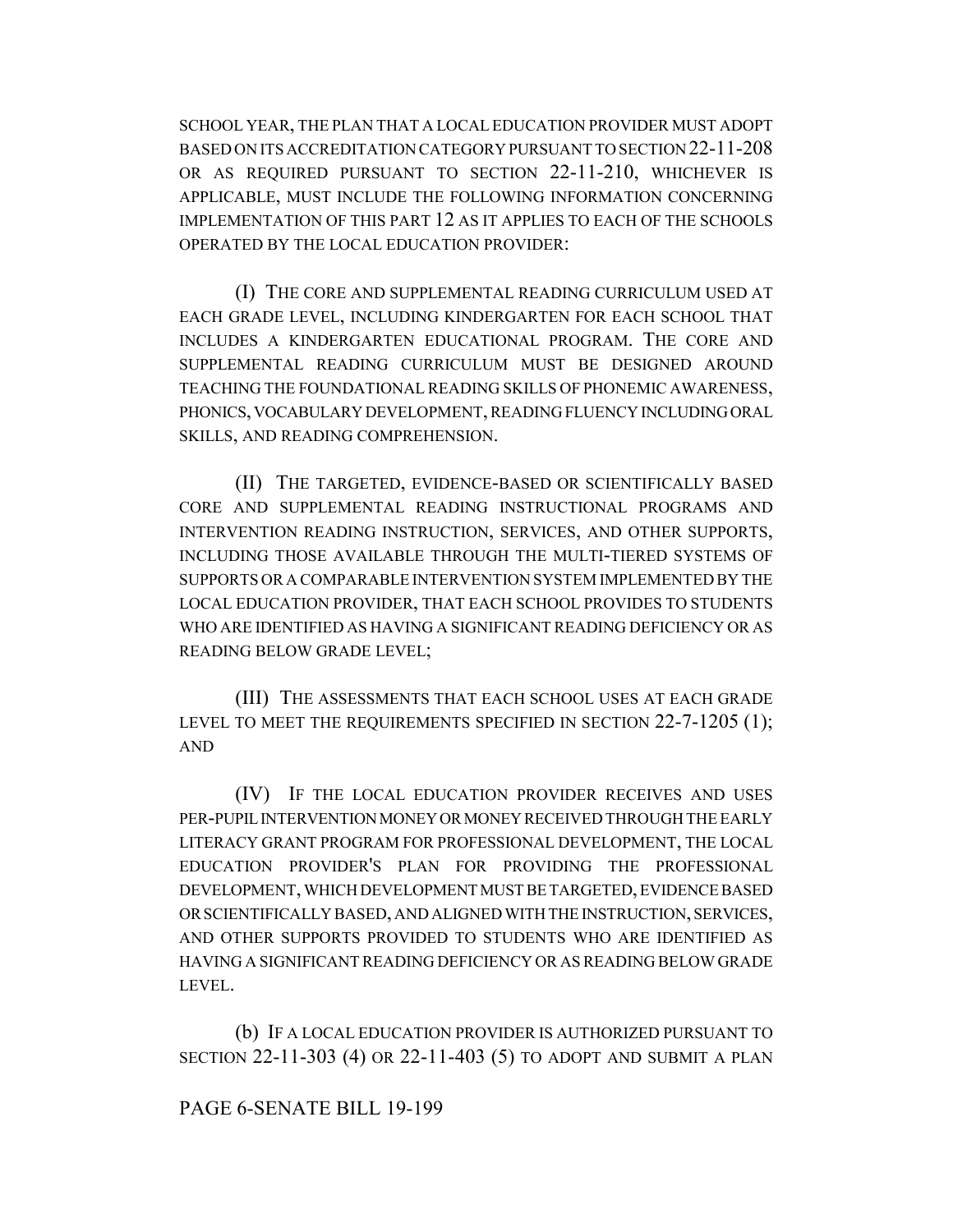SCHOOL YEAR, THE PLAN THAT A LOCAL EDUCATION PROVIDER MUST ADOPT BASED ON ITS ACCREDITATION CATEGORY PURSUANT TO SECTION 22-11-208 OR AS REQUIRED PURSUANT TO SECTION 22-11-210, WHICHEVER IS APPLICABLE, MUST INCLUDE THE FOLLOWING INFORMATION CONCERNING IMPLEMENTATION OF THIS PART 12 AS IT APPLIES TO EACH OF THE SCHOOLS OPERATED BY THE LOCAL EDUCATION PROVIDER:

(I) THE CORE AND SUPPLEMENTAL READING CURRICULUM USED AT EACH GRADE LEVEL, INCLUDING KINDERGARTEN FOR EACH SCHOOL THAT INCLUDES A KINDERGARTEN EDUCATIONAL PROGRAM. THE CORE AND SUPPLEMENTAL READING CURRICULUM MUST BE DESIGNED AROUND TEACHING THE FOUNDATIONAL READING SKILLS OF PHONEMIC AWARENESS, PHONICS, VOCABULARY DEVELOPMENT, READING FLUENCY INCLUDING ORAL SKILLS, AND READING COMPREHENSION.

(II) THE TARGETED, EVIDENCE-BASED OR SCIENTIFICALLY BASED CORE AND SUPPLEMENTAL READING INSTRUCTIONAL PROGRAMS AND INTERVENTION READING INSTRUCTION, SERVICES, AND OTHER SUPPORTS, INCLUDING THOSE AVAILABLE THROUGH THE MULTI-TIERED SYSTEMS OF SUPPORTS OR A COMPARABLE INTERVENTION SYSTEM IMPLEMENTED BY THE LOCAL EDUCATION PROVIDER, THAT EACH SCHOOL PROVIDES TO STUDENTS WHO ARE IDENTIFIED AS HAVING A SIGNIFICANT READING DEFICIENCY OR AS READING BELOW GRADE LEVEL;

(III) THE ASSESSMENTS THAT EACH SCHOOL USES AT EACH GRADE LEVEL TO MEET THE REQUIREMENTS SPECIFIED IN SECTION 22-7-1205 (1); AND

(IV) IF THE LOCAL EDUCATION PROVIDER RECEIVES AND USES PER-PUPIL INTERVENTION MONEY OR MONEY RECEIVED THROUGH THE EARLY LITERACY GRANT PROGRAM FOR PROFESSIONAL DEVELOPMENT, THE LOCAL EDUCATION PROVIDER'S PLAN FOR PROVIDING THE PROFESSIONAL DEVELOPMENT, WHICH DEVELOPMENT MUST BE TARGETED, EVIDENCE BASED OR SCIENTIFICALLY BASED, AND ALIGNED WITH THE INSTRUCTION, SERVICES, AND OTHER SUPPORTS PROVIDED TO STUDENTS WHO ARE IDENTIFIED AS HAVING A SIGNIFICANT READING DEFICIENCY OR AS READING BELOW GRADE LEVEL.

(b) IF A LOCAL EDUCATION PROVIDER IS AUTHORIZED PURSUANT TO SECTION 22-11-303 (4) OR 22-11-403 (5) TO ADOPT AND SUBMIT A PLAN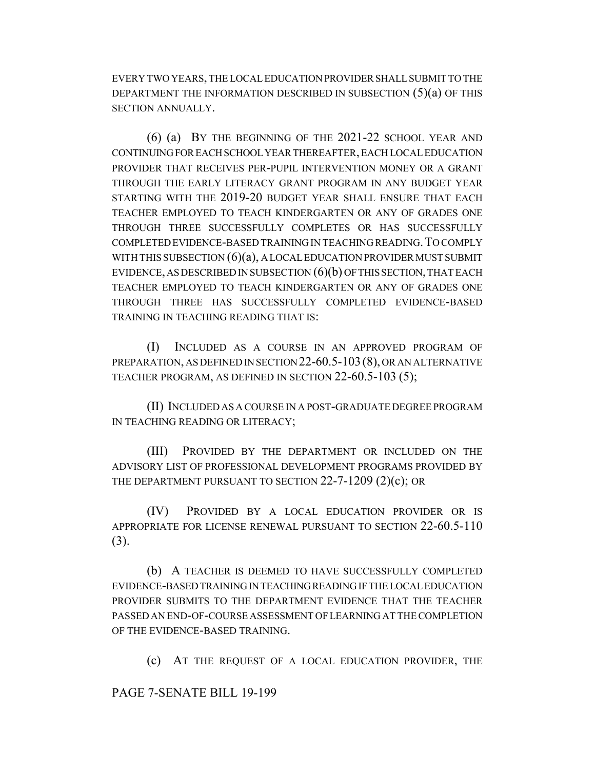EVERY TWO YEARS, THE LOCAL EDUCATION PROVIDER SHALL SUBMIT TO THE DEPARTMENT THE INFORMATION DESCRIBED IN SUBSECTION (5)(a) OF THIS SECTION ANNUALLY.

(6) (a) BY THE BEGINNING OF THE 2021-22 SCHOOL YEAR AND CONTINUING FOR EACH SCHOOL YEAR THEREAFTER, EACH LOCAL EDUCATION PROVIDER THAT RECEIVES PER-PUPIL INTERVENTION MONEY OR A GRANT THROUGH THE EARLY LITERACY GRANT PROGRAM IN ANY BUDGET YEAR STARTING WITH THE 2019-20 BUDGET YEAR SHALL ENSURE THAT EACH TEACHER EMPLOYED TO TEACH KINDERGARTEN OR ANY OF GRADES ONE THROUGH THREE SUCCESSFULLY COMPLETES OR HAS SUCCESSFULLY COMPLETED EVIDENCE-BASED TRAINING IN TEACHING READING. TO COMPLY WITH THIS SUBSECTION (6)(a), A LOCAL EDUCATION PROVIDER MUST SUBMIT EVIDENCE, AS DESCRIBED IN SUBSECTION (6)(b) OF THIS SECTION, THAT EACH TEACHER EMPLOYED TO TEACH KINDERGARTEN OR ANY OF GRADES ONE THROUGH THREE HAS SUCCESSFULLY COMPLETED EVIDENCE-BASED TRAINING IN TEACHING READING THAT IS:

(I) INCLUDED AS A COURSE IN AN APPROVED PROGRAM OF PREPARATION, AS DEFINED IN SECTION 22-60.5-103 (8), OR AN ALTERNATIVE TEACHER PROGRAM, AS DEFINED IN SECTION 22-60.5-103 (5);

(II) INCLUDED AS A COURSE IN A POST-GRADUATE DEGREE PROGRAM IN TEACHING READING OR LITERACY;

(III) PROVIDED BY THE DEPARTMENT OR INCLUDED ON THE ADVISORY LIST OF PROFESSIONAL DEVELOPMENT PROGRAMS PROVIDED BY THE DEPARTMENT PURSUANT TO SECTION 22-7-1209 (2)(c); OR

(IV) PROVIDED BY A LOCAL EDUCATION PROVIDER OR IS APPROPRIATE FOR LICENSE RENEWAL PURSUANT TO SECTION 22-60.5-110 (3).

(b) A TEACHER IS DEEMED TO HAVE SUCCESSFULLY COMPLETED EVIDENCE-BASED TRAINING IN TEACHING READING IF THE LOCAL EDUCATION PROVIDER SUBMITS TO THE DEPARTMENT EVIDENCE THAT THE TEACHER PASSED AN END-OF-COURSE ASSESSMENT OF LEARNING AT THE COMPLETION OF THE EVIDENCE-BASED TRAINING.

(c) AT THE REQUEST OF A LOCAL EDUCATION PROVIDER, THE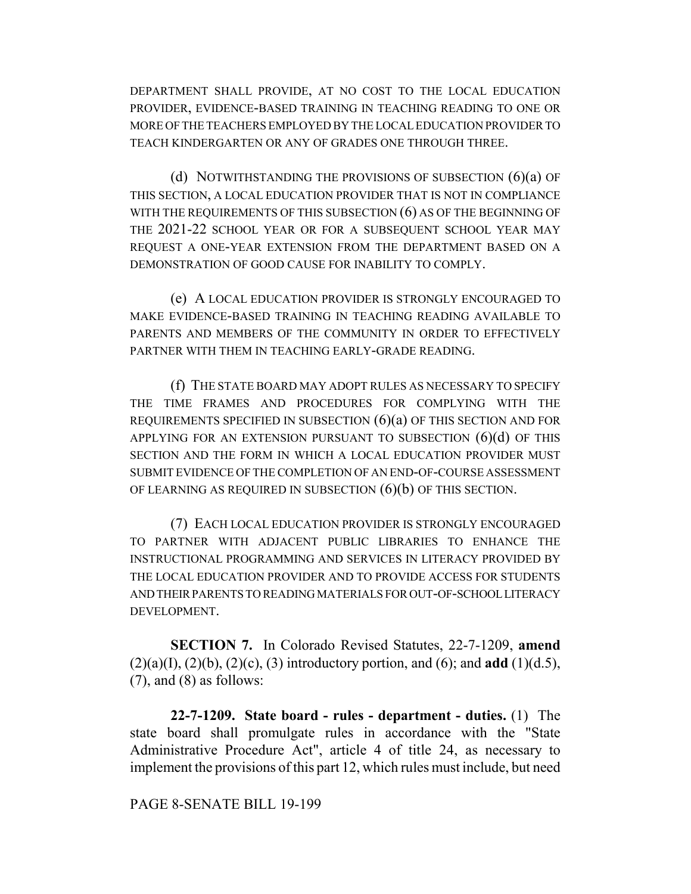DEPARTMENT SHALL PROVIDE, AT NO COST TO THE LOCAL EDUCATION PROVIDER, EVIDENCE-BASED TRAINING IN TEACHING READING TO ONE OR MORE OF THE TEACHERS EMPLOYED BY THE LOCAL EDUCATION PROVIDER TO TEACH KINDERGARTEN OR ANY OF GRADES ONE THROUGH THREE.

(d) NOTWITHSTANDING THE PROVISIONS OF SUBSECTION (6)(a) OF THIS SECTION, A LOCAL EDUCATION PROVIDER THAT IS NOT IN COMPLIANCE WITH THE REQUIREMENTS OF THIS SUBSECTION (6) AS OF THE BEGINNING OF THE 2021-22 SCHOOL YEAR OR FOR A SUBSEQUENT SCHOOL YEAR MAY REQUEST A ONE-YEAR EXTENSION FROM THE DEPARTMENT BASED ON A DEMONSTRATION OF GOOD CAUSE FOR INABILITY TO COMPLY.

(e) A LOCAL EDUCATION PROVIDER IS STRONGLY ENCOURAGED TO MAKE EVIDENCE-BASED TRAINING IN TEACHING READING AVAILABLE TO PARENTS AND MEMBERS OF THE COMMUNITY IN ORDER TO EFFECTIVELY PARTNER WITH THEM IN TEACHING EARLY-GRADE READING.

(f) THE STATE BOARD MAY ADOPT RULES AS NECESSARY TO SPECIFY THE TIME FRAMES AND PROCEDURES FOR COMPLYING WITH THE REQUIREMENTS SPECIFIED IN SUBSECTION (6)(a) OF THIS SECTION AND FOR APPLYING FOR AN EXTENSION PURSUANT TO SUBSECTION (6)(d) OF THIS SECTION AND THE FORM IN WHICH A LOCAL EDUCATION PROVIDER MUST SUBMIT EVIDENCE OF THE COMPLETION OF AN END-OF-COURSE ASSESSMENT OF LEARNING AS REQUIRED IN SUBSECTION (6)(b) OF THIS SECTION.

(7) EACH LOCAL EDUCATION PROVIDER IS STRONGLY ENCOURAGED TO PARTNER WITH ADJACENT PUBLIC LIBRARIES TO ENHANCE THE INSTRUCTIONAL PROGRAMMING AND SERVICES IN LITERACY PROVIDED BY THE LOCAL EDUCATION PROVIDER AND TO PROVIDE ACCESS FOR STUDENTS AND THEIR PARENTS TO READING MATERIALS FOR OUT-OF-SCHOOL LITERACY DEVELOPMENT.

**SECTION 7.** In Colorado Revised Statutes, 22-7-1209, **amend** (2)(a)(I), (2)(b), (2)(c), (3) introductory portion, and (6); and **add** (1)(d.5), (7), and (8) as follows:

**22-7-1209. State board - rules - department - duties.** (1) The state board shall promulgate rules in accordance with the "State Administrative Procedure Act", article 4 of title 24, as necessary to implement the provisions of this part 12, which rules must include, but need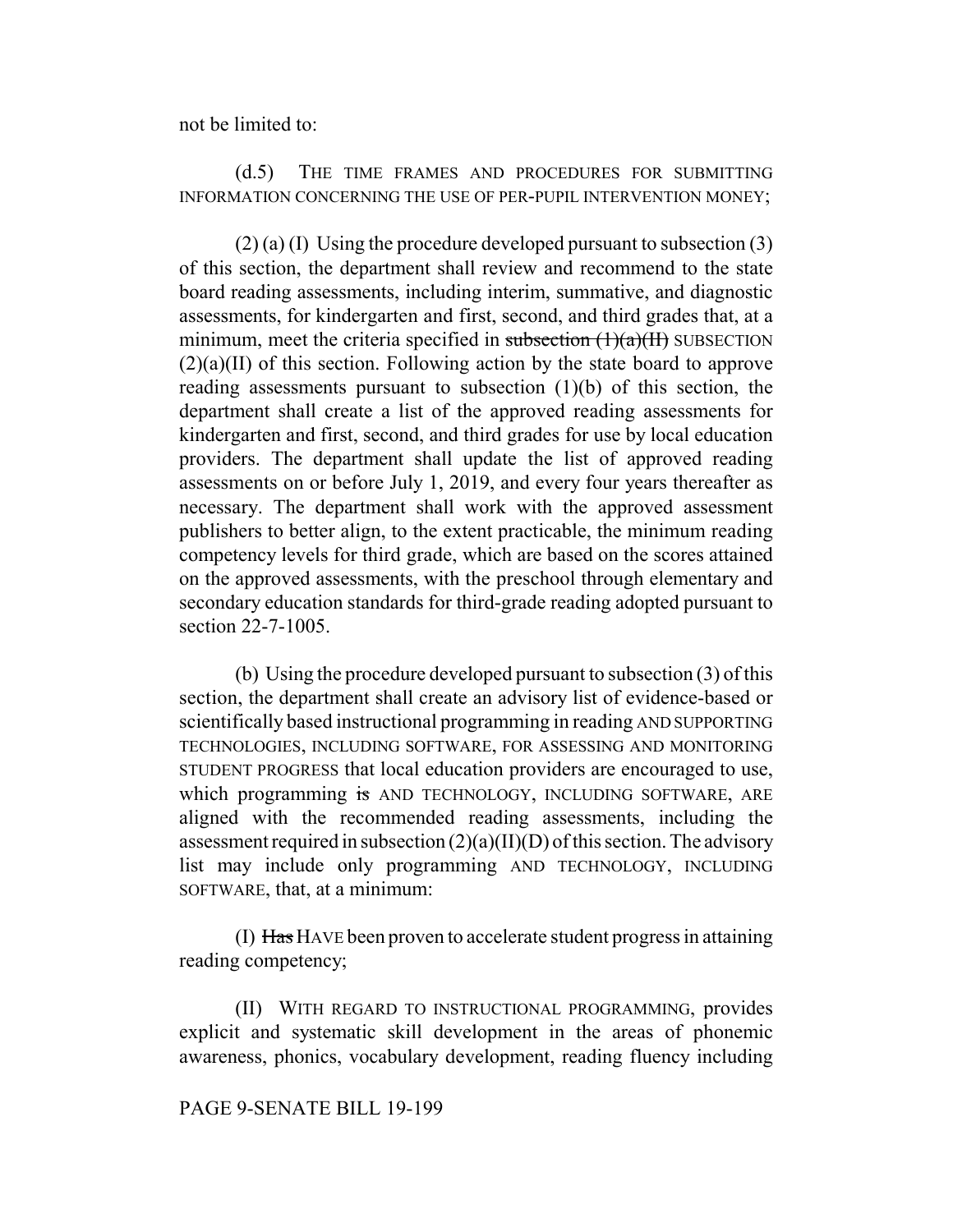not be limited to:

(d.5) THE TIME FRAMES AND PROCEDURES FOR SUBMITTING INFORMATION CONCERNING THE USE OF PER-PUPIL INTERVENTION MONEY;

(2) (a) (I) Using the procedure developed pursuant to subsection (3) of this section, the department shall review and recommend to the state board reading assessments, including interim, summative, and diagnostic assessments, for kindergarten and first, second, and third grades that, at a minimum, meet the criteria specified in ~~subsection (1)(a)(II)~~ SUBSECTION (2)(a)(II) of this section. Following action by the state board to approve reading assessments pursuant to subsection (1)(b) of this section, the department shall create a list of the approved reading assessments for kindergarten and first, second, and third grades for use by local education providers. The department shall update the list of approved reading assessments on or before July 1, 2019, and every four years thereafter as necessary. The department shall work with the approved assessment publishers to better align, to the extent practicable, the minimum reading competency levels for third grade, which are based on the scores attained on the approved assessments, with the preschool through elementary and secondary education standards for third-grade reading adopted pursuant to section 22-7-1005.

(b) Using the procedure developed pursuant to subsection (3) of this section, the department shall create an advisory list of evidence-based or scientifically based instructional programming in reading AND SUPPORTING TECHNOLOGIES, INCLUDING SOFTWARE, FOR ASSESSING AND MONITORING STUDENT PROGRESS that local education providers are encouraged to use, which programming ~~is~~ AND TECHNOLOGY, INCLUDING SOFTWARE, ARE aligned with the recommended reading assessments, including the assessment required in subsection (2)(a)(II)(D) of this section. The advisory list may include only programming AND TECHNOLOGY, INCLUDING SOFTWARE, that, at a minimum:

(I) ~~Has~~ HAVE been proven to accelerate student progress in attaining reading competency;

(II) WITH REGARD TO INSTRUCTIONAL PROGRAMMING, provides explicit and systematic skill development in the areas of phonemic awareness, phonics, vocabulary development, reading fluency including

PAGE 9-SENATE BILL 19-199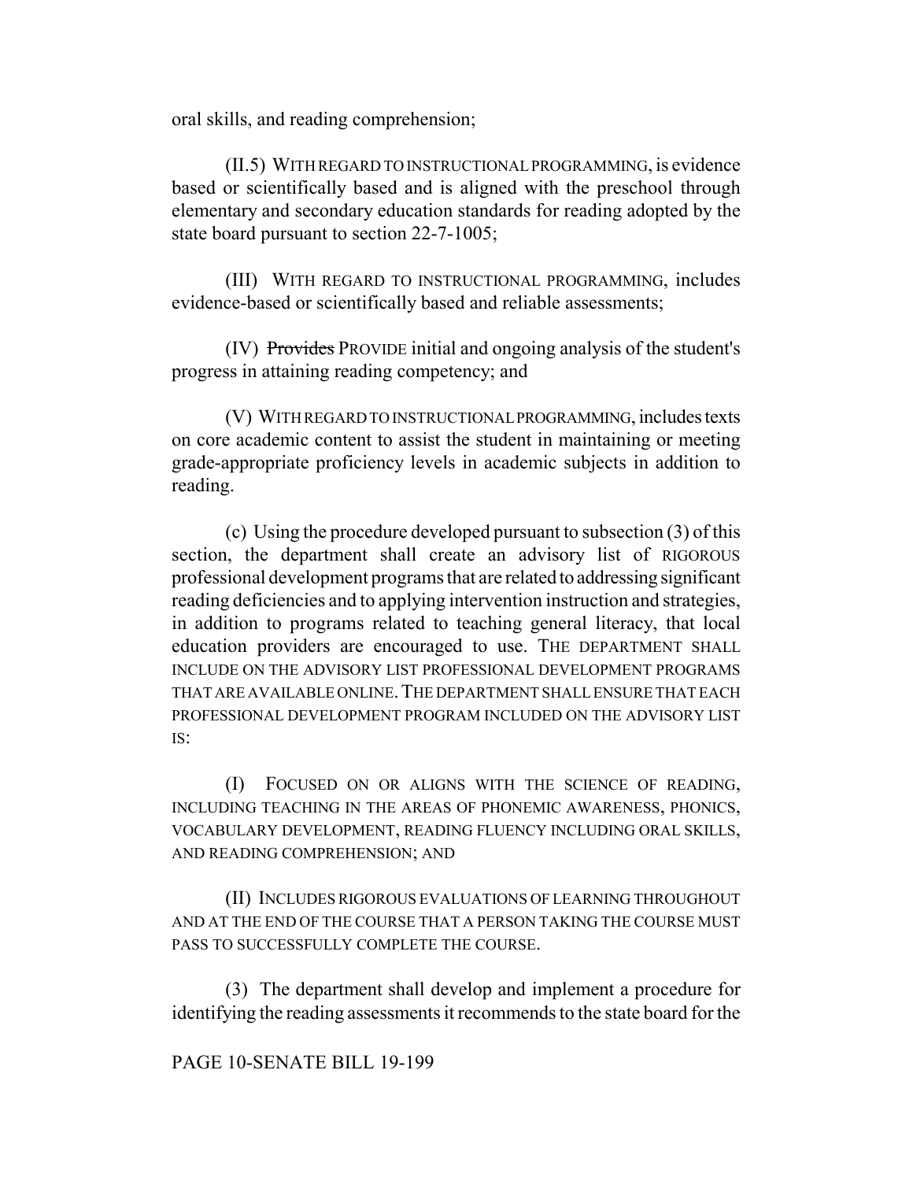oral skills, and reading comprehension;

(II.5) WITH REGARD TO INSTRUCTIONAL PROGRAMMING, is evidence based or scientifically based and is aligned with the preschool through elementary and secondary education standards for reading adopted by the state board pursuant to section 22-7-1005;

(III) WITH REGARD TO INSTRUCTIONAL PROGRAMMING, includes evidence-based or scientifically based and reliable assessments;

(IV) ~~Provides~~ PROVIDE initial and ongoing analysis of the student's progress in attaining reading competency; and

(V) WITH REGARD TO INSTRUCTIONAL PROGRAMMING, includes texts on core academic content to assist the student in maintaining or meeting grade-appropriate proficiency levels in academic subjects in addition to reading.

(c) Using the procedure developed pursuant to subsection (3) of this section, the department shall create an advisory list of RIGOROUS professional development programs that are related to addressing significant reading deficiencies and to applying intervention instruction and strategies, in addition to programs related to teaching general literacy, that local education providers are encouraged to use. THE DEPARTMENT SHALL INCLUDE ON THE ADVISORY LIST PROFESSIONAL DEVELOPMENT PROGRAMS THAT ARE AVAILABLE ONLINE. THE DEPARTMENT SHALL ENSURE THAT EACH PROFESSIONAL DEVELOPMENT PROGRAM INCLUDED ON THE ADVISORY LIST IS:

(I) FOCUSED ON OR ALIGNS WITH THE SCIENCE OF READING, INCLUDING TEACHING IN THE AREAS OF PHONEMIC AWARENESS, PHONICS, VOCABULARY DEVELOPMENT, READING FLUENCY INCLUDING ORAL SKILLS, AND READING COMPREHENSION; AND

(II) INCLUDES RIGOROUS EVALUATIONS OF LEARNING THROUGHOUT AND AT THE END OF THE COURSE THAT A PERSON TAKING THE COURSE MUST PASS TO SUCCESSFULLY COMPLETE THE COURSE.

(3) The department shall develop and implement a procedure for identifying the reading assessments it recommends to the state board for the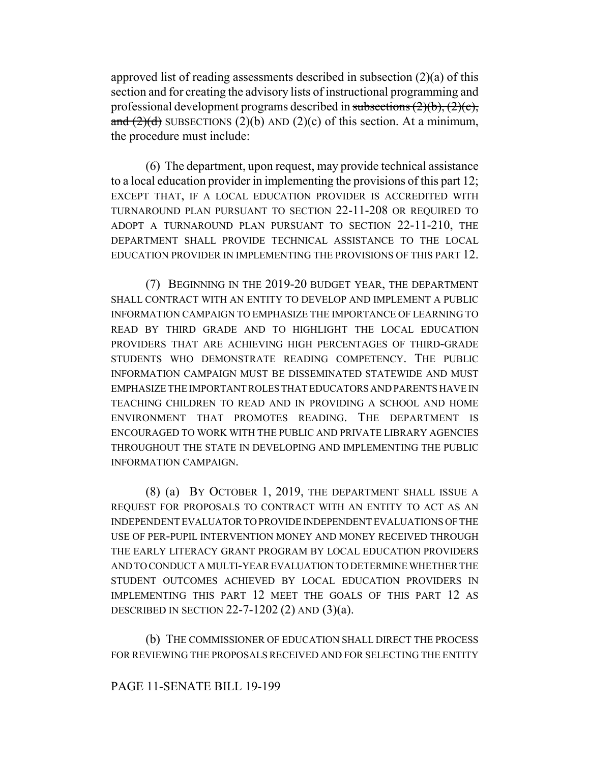approved list of reading assessments described in subsection (2)(a) of this section and for creating the advisory lists of instructional programming and professional development programs described in ~~subsections (2)(b), (2)(c), and (2)(d)~~ SUBSECTIONS (2)(b) AND (2)(c) of this section. At a minimum, the procedure must include:

(6) The department, upon request, may provide technical assistance to a local education provider in implementing the provisions of this part 12; EXCEPT THAT, IF A LOCAL EDUCATION PROVIDER IS ACCREDITED WITH TURNAROUND PLAN PURSUANT TO SECTION 22-11-208 OR REQUIRED TO ADOPT A TURNAROUND PLAN PURSUANT TO SECTION 22-11-210, THE DEPARTMENT SHALL PROVIDE TECHNICAL ASSISTANCE TO THE LOCAL EDUCATION PROVIDER IN IMPLEMENTING THE PROVISIONS OF THIS PART 12.

(7) BEGINNING IN THE 2019-20 BUDGET YEAR, THE DEPARTMENT SHALL CONTRACT WITH AN ENTITY TO DEVELOP AND IMPLEMENT A PUBLIC INFORMATION CAMPAIGN TO EMPHASIZE THE IMPORTANCE OF LEARNING TO READ BY THIRD GRADE AND TO HIGHLIGHT THE LOCAL EDUCATION PROVIDERS THAT ARE ACHIEVING HIGH PERCENTAGES OF THIRD-GRADE STUDENTS WHO DEMONSTRATE READING COMPETENCY. THE PUBLIC INFORMATION CAMPAIGN MUST BE DISSEMINATED STATEWIDE AND MUST EMPHASIZE THE IMPORTANT ROLES THAT EDUCATORS AND PARENTS HAVE IN TEACHING CHILDREN TO READ AND IN PROVIDING A SCHOOL AND HOME ENVIRONMENT THAT PROMOTES READING. THE DEPARTMENT IS ENCOURAGED TO WORK WITH THE PUBLIC AND PRIVATE LIBRARY AGENCIES THROUGHOUT THE STATE IN DEVELOPING AND IMPLEMENTING THE PUBLIC INFORMATION CAMPAIGN.

(8) (a) BY OCTOBER 1, 2019, THE DEPARTMENT SHALL ISSUE A REQUEST FOR PROPOSALS TO CONTRACT WITH AN ENTITY TO ACT AS AN INDEPENDENT EVALUATOR TO PROVIDE INDEPENDENT EVALUATIONS OF THE USE OF PER-PUPIL INTERVENTION MONEY AND MONEY RECEIVED THROUGH THE EARLY LITERACY GRANT PROGRAM BY LOCAL EDUCATION PROVIDERS AND TO CONDUCT A MULTI-YEAR EVALUATION TO DETERMINE WHETHER THE STUDENT OUTCOMES ACHIEVED BY LOCAL EDUCATION PROVIDERS IN IMPLEMENTING THIS PART 12 MEET THE GOALS OF THIS PART 12 AS DESCRIBED IN SECTION 22-7-1202 (2) AND (3)(a).

(b) THE COMMISSIONER OF EDUCATION SHALL DIRECT THE PROCESS FOR REVIEWING THE PROPOSALS RECEIVED AND FOR SELECTING THE ENTITY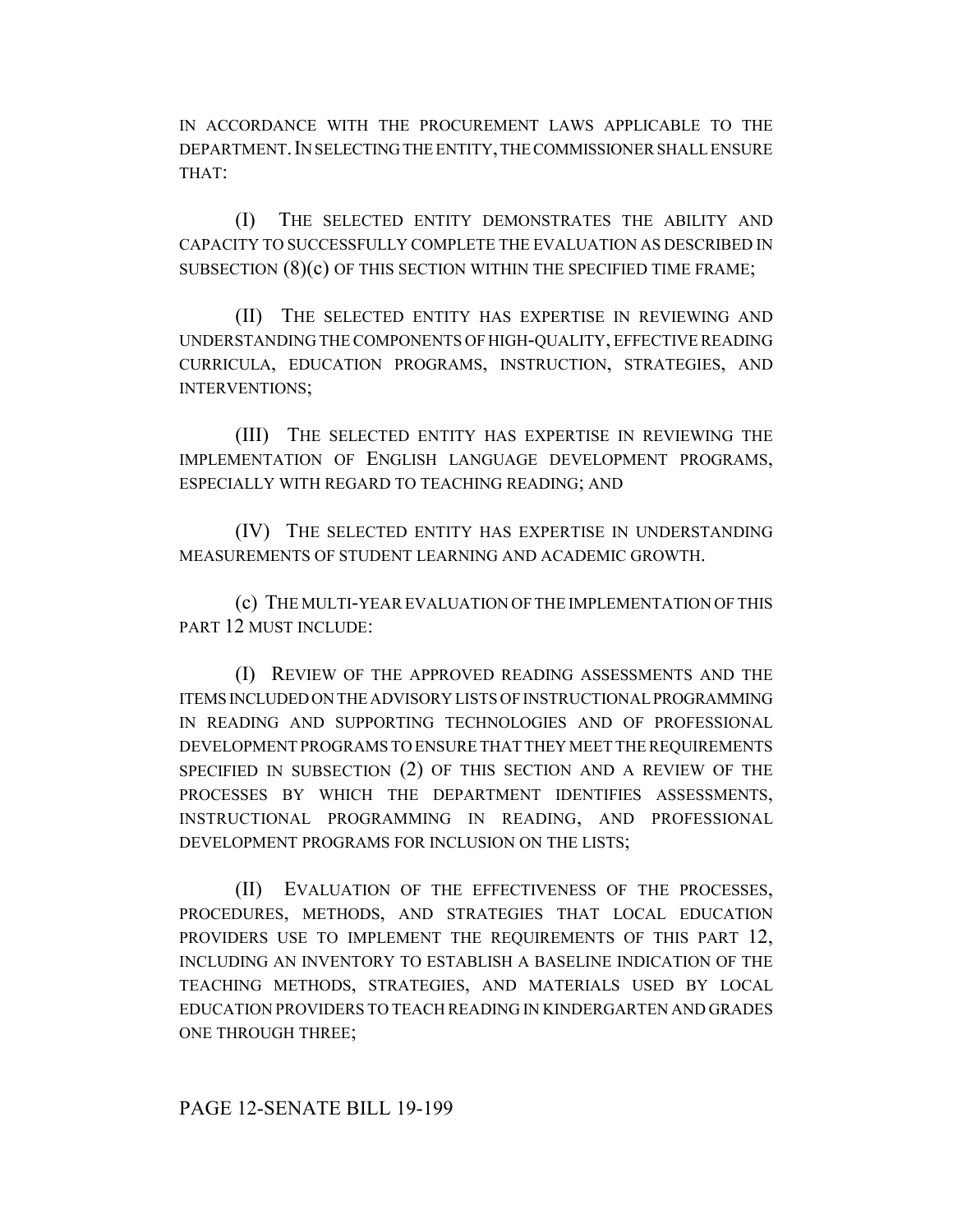IN ACCORDANCE WITH THE PROCUREMENT LAWS APPLICABLE TO THE DEPARTMENT. IN SELECTING THE ENTITY, THE COMMISSIONER SHALL ENSURE THAT:

(I) THE SELECTED ENTITY DEMONSTRATES THE ABILITY AND CAPACITY TO SUCCESSFULLY COMPLETE THE EVALUATION AS DESCRIBED IN SUBSECTION (8)(c) OF THIS SECTION WITHIN THE SPECIFIED TIME FRAME;

(II) THE SELECTED ENTITY HAS EXPERTISE IN REVIEWING AND UNDERSTANDING THE COMPONENTS OF HIGH-QUALITY, EFFECTIVE READING CURRICULA, EDUCATION PROGRAMS, INSTRUCTION, STRATEGIES, AND INTERVENTIONS;

(III) THE SELECTED ENTITY HAS EXPERTISE IN REVIEWING THE IMPLEMENTATION OF ENGLISH LANGUAGE DEVELOPMENT PROGRAMS, ESPECIALLY WITH REGARD TO TEACHING READING; AND

(IV) THE SELECTED ENTITY HAS EXPERTISE IN UNDERSTANDING MEASUREMENTS OF STUDENT LEARNING AND ACADEMIC GROWTH.

(c) THE MULTI-YEAR EVALUATION OF THE IMPLEMENTATION OF THIS PART 12 MUST INCLUDE:

(I) REVIEW OF THE APPROVED READING ASSESSMENTS AND THE ITEMS INCLUDED ON THE ADVISORY LISTS OF INSTRUCTIONAL PROGRAMMING IN READING AND SUPPORTING TECHNOLOGIES AND OF PROFESSIONAL DEVELOPMENT PROGRAMS TO ENSURE THAT THEY MEET THE REQUIREMENTS SPECIFIED IN SUBSECTION (2) OF THIS SECTION AND A REVIEW OF THE PROCESSES BY WHICH THE DEPARTMENT IDENTIFIES ASSESSMENTS, INSTRUCTIONAL PROGRAMMING IN READING, AND PROFESSIONAL DEVELOPMENT PROGRAMS FOR INCLUSION ON THE LISTS;

(II) EVALUATION OF THE EFFECTIVENESS OF THE PROCESSES, PROCEDURES, METHODS, AND STRATEGIES THAT LOCAL EDUCATION PROVIDERS USE TO IMPLEMENT THE REQUIREMENTS OF THIS PART 12, INCLUDING AN INVENTORY TO ESTABLISH A BASELINE INDICATION OF THE TEACHING METHODS, STRATEGIES, AND MATERIALS USED BY LOCAL EDUCATION PROVIDERS TO TEACH READING IN KINDERGARTEN AND GRADES ONE THROUGH THREE;

PAGE 12-SENATE BILL 19-199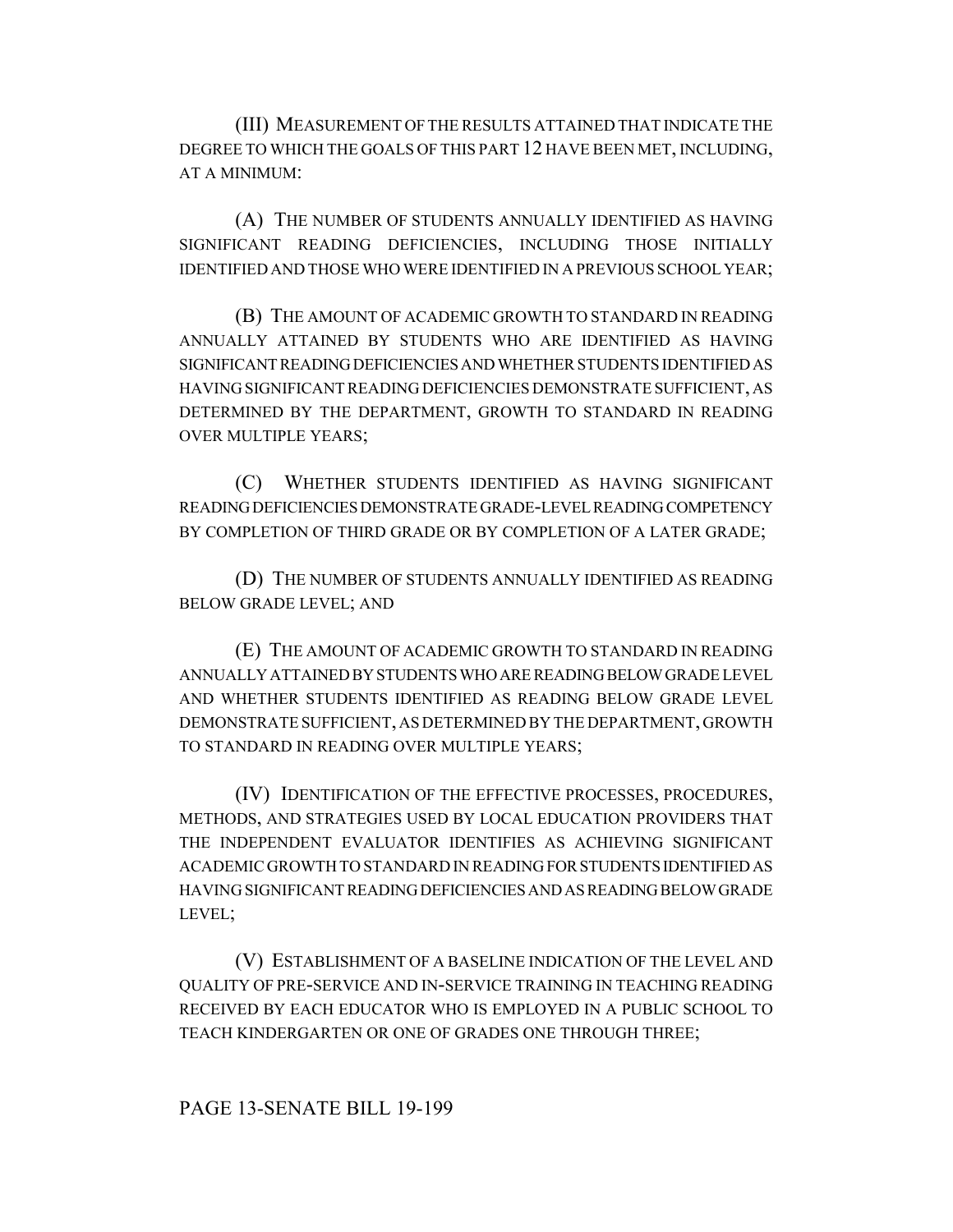(III) MEASUREMENT OF THE RESULTS ATTAINED THAT INDICATE THE DEGREE TO WHICH THE GOALS OF THIS PART 12 HAVE BEEN MET, INCLUDING, AT A MINIMUM:

(A) THE NUMBER OF STUDENTS ANNUALLY IDENTIFIED AS HAVING SIGNIFICANT READING DEFICIENCIES, INCLUDING THOSE INITIALLY IDENTIFIED AND THOSE WHO WERE IDENTIFIED IN A PREVIOUS SCHOOL YEAR;

(B) THE AMOUNT OF ACADEMIC GROWTH TO STANDARD IN READING ANNUALLY ATTAINED BY STUDENTS WHO ARE IDENTIFIED AS HAVING SIGNIFICANT READING DEFICIENCIES AND WHETHER STUDENTS IDENTIFIED AS HAVING SIGNIFICANT READING DEFICIENCIES DEMONSTRATE SUFFICIENT, AS DETERMINED BY THE DEPARTMENT, GROWTH TO STANDARD IN READING OVER MULTIPLE YEARS;

(C) WHETHER STUDENTS IDENTIFIED AS HAVING SIGNIFICANT READING DEFICIENCIES DEMONSTRATE GRADE-LEVEL READING COMPETENCY BY COMPLETION OF THIRD GRADE OR BY COMPLETION OF A LATER GRADE;

(D) THE NUMBER OF STUDENTS ANNUALLY IDENTIFIED AS READING BELOW GRADE LEVEL; AND

(E) THE AMOUNT OF ACADEMIC GROWTH TO STANDARD IN READING ANNUALLY ATTAINED BY STUDENTS WHO ARE READING BELOW GRADE LEVEL AND WHETHER STUDENTS IDENTIFIED AS READING BELOW GRADE LEVEL DEMONSTRATE SUFFICIENT, AS DETERMINED BY THE DEPARTMENT, GROWTH TO STANDARD IN READING OVER MULTIPLE YEARS;

(IV) IDENTIFICATION OF THE EFFECTIVE PROCESSES, PROCEDURES, METHODS, AND STRATEGIES USED BY LOCAL EDUCATION PROVIDERS THAT THE INDEPENDENT EVALUATOR IDENTIFIES AS ACHIEVING SIGNIFICANT ACADEMIC GROWTH TO STANDARD IN READING FOR STUDENTS IDENTIFIED AS HAVING SIGNIFICANT READING DEFICIENCIES AND AS READING BELOW GRADE LEVEL;

(V) ESTABLISHMENT OF A BASELINE INDICATION OF THE LEVEL AND QUALITY OF PRE-SERVICE AND IN-SERVICE TRAINING IN TEACHING READING RECEIVED BY EACH EDUCATOR WHO IS EMPLOYED IN A PUBLIC SCHOOL TO TEACH KINDERGARTEN OR ONE OF GRADES ONE THROUGH THREE;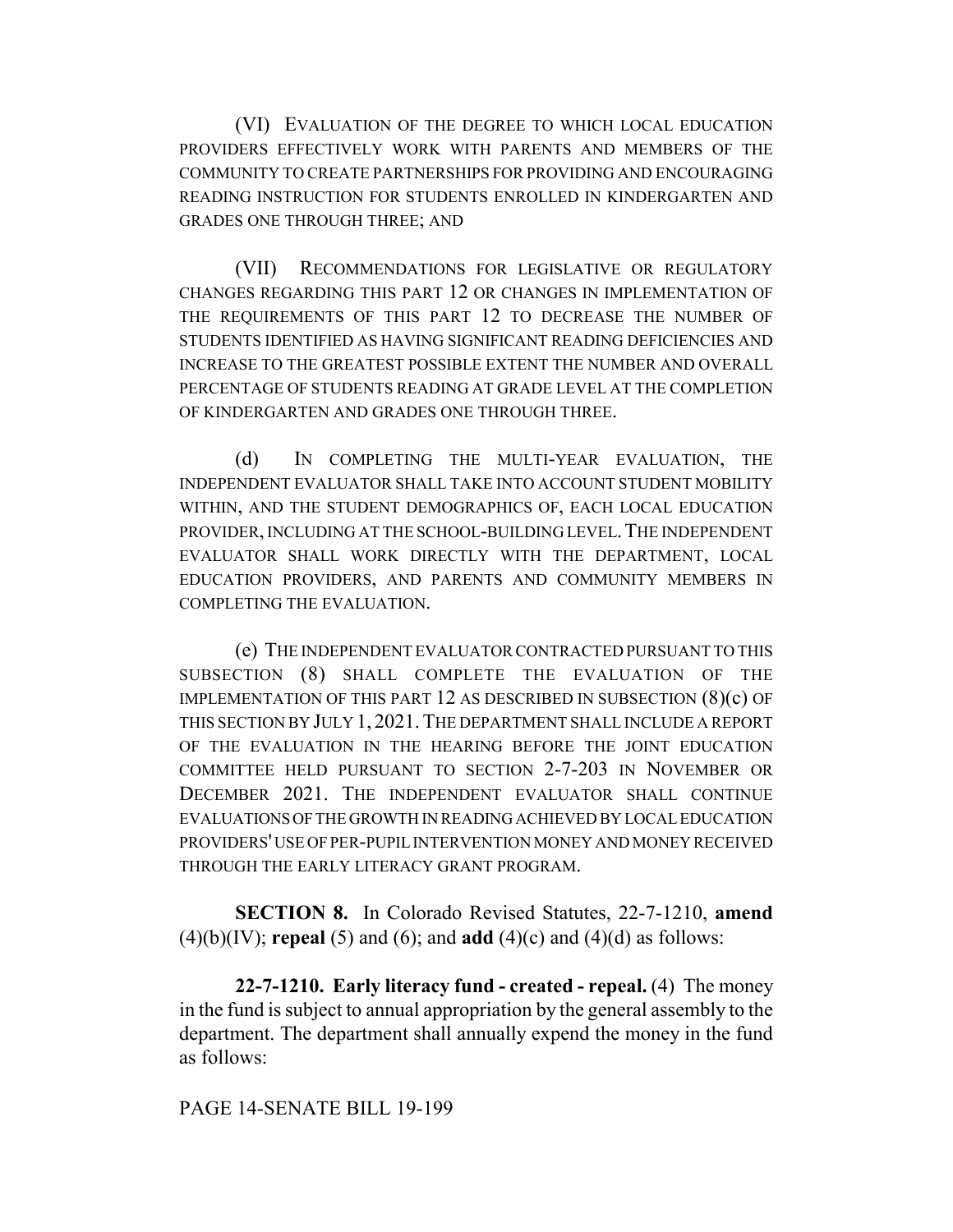(VI) EVALUATION OF THE DEGREE TO WHICH LOCAL EDUCATION PROVIDERS EFFECTIVELY WORK WITH PARENTS AND MEMBERS OF THE COMMUNITY TO CREATE PARTNERSHIPS FOR PROVIDING AND ENCOURAGING READING INSTRUCTION FOR STUDENTS ENROLLED IN KINDERGARTEN AND GRADES ONE THROUGH THREE; AND

(VII) RECOMMENDATIONS FOR LEGISLATIVE OR REGULATORY CHANGES REGARDING THIS PART 12 OR CHANGES IN IMPLEMENTATION OF THE REQUIREMENTS OF THIS PART 12 TO DECREASE THE NUMBER OF STUDENTS IDENTIFIED AS HAVING SIGNIFICANT READING DEFICIENCIES AND INCREASE TO THE GREATEST POSSIBLE EXTENT THE NUMBER AND OVERALL PERCENTAGE OF STUDENTS READING AT GRADE LEVEL AT THE COMPLETION OF KINDERGARTEN AND GRADES ONE THROUGH THREE.

(d) IN COMPLETING THE MULTI-YEAR EVALUATION, THE INDEPENDENT EVALUATOR SHALL TAKE INTO ACCOUNT STUDENT MOBILITY WITHIN, AND THE STUDENT DEMOGRAPHICS OF, EACH LOCAL EDUCATION PROVIDER, INCLUDING AT THE SCHOOL-BUILDING LEVEL. THE INDEPENDENT EVALUATOR SHALL WORK DIRECTLY WITH THE DEPARTMENT, LOCAL EDUCATION PROVIDERS, AND PARENTS AND COMMUNITY MEMBERS IN COMPLETING THE EVALUATION.

(e) THE INDEPENDENT EVALUATOR CONTRACTED PURSUANT TO THIS SUBSECTION (8) SHALL COMPLETE THE EVALUATION OF THE IMPLEMENTATION OF THIS PART 12 AS DESCRIBED IN SUBSECTION (8)(c) OF THIS SECTION BY JULY 1, 2021. THE DEPARTMENT SHALL INCLUDE A REPORT OF THE EVALUATION IN THE HEARING BEFORE THE JOINT EDUCATION COMMITTEE HELD PURSUANT TO SECTION 2-7-203 IN NOVEMBER OR DECEMBER 2021. THE INDEPENDENT EVALUATOR SHALL CONTINUE EVALUATIONS OF THE GROWTH IN READING ACHIEVED BY LOCAL EDUCATION PROVIDERS' USE OF PER-PUPIL INTERVENTION MONEY AND MONEY RECEIVED THROUGH THE EARLY LITERACY GRANT PROGRAM.

**SECTION 8.** In Colorado Revised Statutes, 22-7-1210, **amend** (4)(b)(IV); **repeal** (5) and (6); and **add** (4)(c) and (4)(d) as follows:

**22-7-1210. Early literacy fund - created - repeal.** (4) The money in the fund is subject to annual appropriation by the general assembly to the department. The department shall annually expend the money in the fund as follows: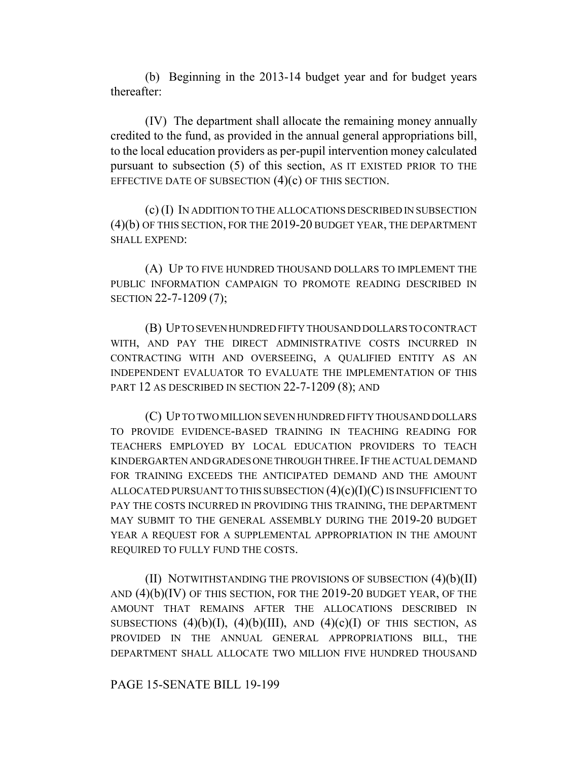(b) Beginning in the 2013-14 budget year and for budget years thereafter:

(IV) The department shall allocate the remaining money annually credited to the fund, as provided in the annual general appropriations bill, to the local education providers as per-pupil intervention money calculated pursuant to subsection (5) of this section, AS IT EXISTED PRIOR TO THE EFFECTIVE DATE OF SUBSECTION (4)(c) OF THIS SECTION.

(c) (I) IN ADDITION TO THE ALLOCATIONS DESCRIBED IN SUBSECTION (4)(b) OF THIS SECTION, FOR THE 2019-20 BUDGET YEAR, THE DEPARTMENT SHALL EXPEND:

(A) UP TO FIVE HUNDRED THOUSAND DOLLARS TO IMPLEMENT THE PUBLIC INFORMATION CAMPAIGN TO PROMOTE READING DESCRIBED IN SECTION 22-7-1209 (7);

(B) UP TO SEVEN HUNDRED FIFTY THOUSAND DOLLARS TO CONTRACT WITH, AND PAY THE DIRECT ADMINISTRATIVE COSTS INCURRED IN CONTRACTING WITH AND OVERSEEING, A QUALIFIED ENTITY AS AN INDEPENDENT EVALUATOR TO EVALUATE THE IMPLEMENTATION OF THIS PART 12 AS DESCRIBED IN SECTION 22-7-1209 (8); AND

(C) UP TO TWO MILLION SEVEN HUNDRED FIFTY THOUSAND DOLLARS TO PROVIDE EVIDENCE-BASED TRAINING IN TEACHING READING FOR TEACHERS EMPLOYED BY LOCAL EDUCATION PROVIDERS TO TEACH KINDERGARTEN AND GRADES ONE THROUGH THREE. IF THE ACTUAL DEMAND FOR TRAINING EXCEEDS THE ANTICIPATED DEMAND AND THE AMOUNT ALLOCATED PURSUANT TO THIS SUBSECTION (4)(c)(I)(C) IS INSUFFICIENT TO PAY THE COSTS INCURRED IN PROVIDING THIS TRAINING, THE DEPARTMENT MAY SUBMIT TO THE GENERAL ASSEMBLY DURING THE 2019-20 BUDGET YEAR A REQUEST FOR A SUPPLEMENTAL APPROPRIATION IN THE AMOUNT REQUIRED TO FULLY FUND THE COSTS.

(II) NOTWITHSTANDING THE PROVISIONS OF SUBSECTION (4)(b)(II) AND (4)(b)(IV) OF THIS SECTION, FOR THE 2019-20 BUDGET YEAR, OF THE AMOUNT THAT REMAINS AFTER THE ALLOCATIONS DESCRIBED IN SUBSECTIONS (4)(b)(I), (4)(b)(III), AND (4)(c)(I) OF THIS SECTION, AS PROVIDED IN THE ANNUAL GENERAL APPROPRIATIONS BILL, THE DEPARTMENT SHALL ALLOCATE TWO MILLION FIVE HUNDRED THOUSAND

PAGE 15-SENATE BILL 19-199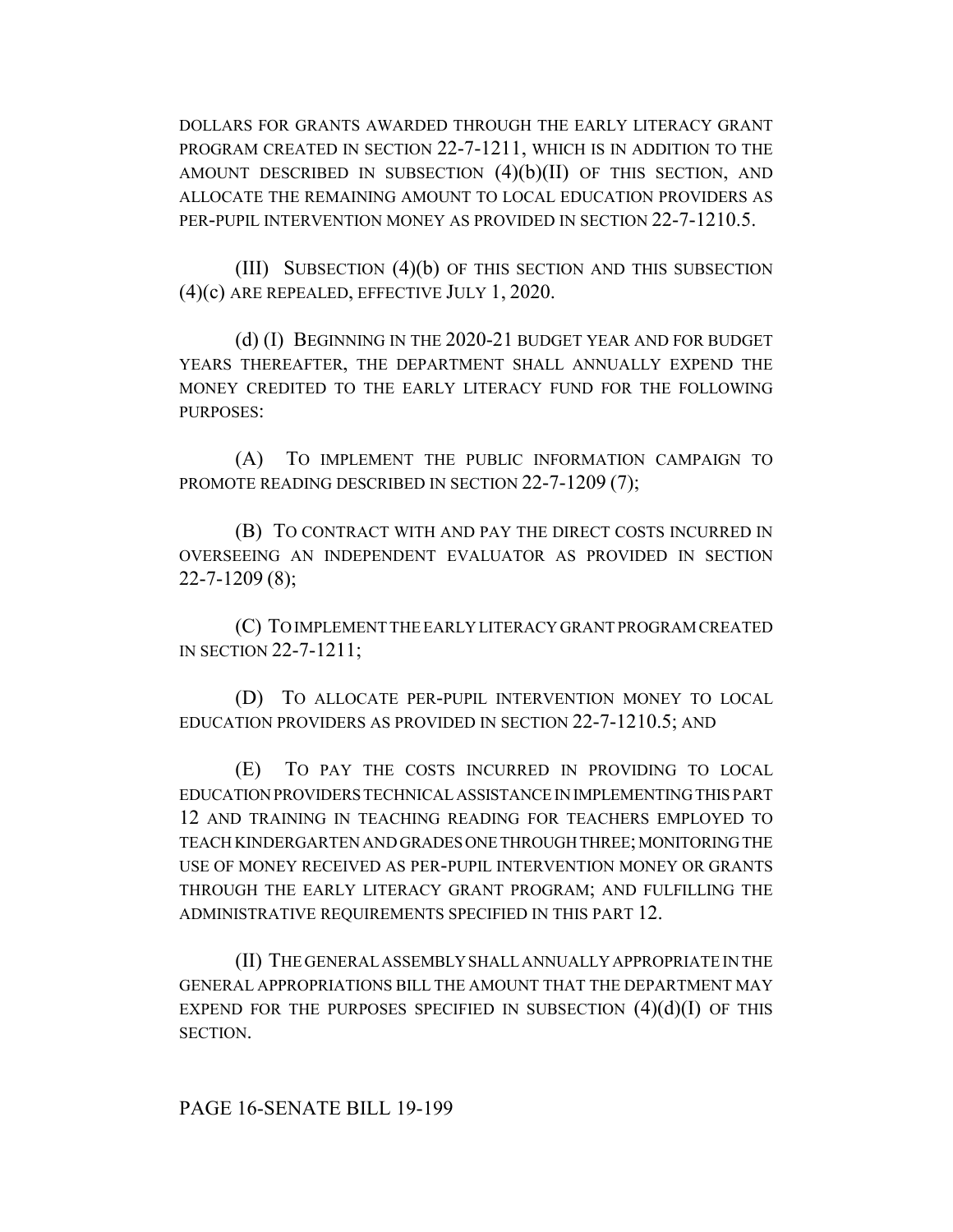DOLLARS FOR GRANTS AWARDED THROUGH THE EARLY LITERACY GRANT PROGRAM CREATED IN SECTION 22-7-1211, WHICH IS IN ADDITION TO THE AMOUNT DESCRIBED IN SUBSECTION (4)(b)(II) OF THIS SECTION, AND ALLOCATE THE REMAINING AMOUNT TO LOCAL EDUCATION PROVIDERS AS PER-PUPIL INTERVENTION MONEY AS PROVIDED IN SECTION 22-7-1210.5.

(III) SUBSECTION (4)(b) OF THIS SECTION AND THIS SUBSECTION (4)(c) ARE REPEALED, EFFECTIVE JULY 1, 2020.

(d) (I) BEGINNING IN THE 2020-21 BUDGET YEAR AND FOR BUDGET YEARS THEREAFTER, THE DEPARTMENT SHALL ANNUALLY EXPEND THE MONEY CREDITED TO THE EARLY LITERACY FUND FOR THE FOLLOWING PURPOSES:

(A) TO IMPLEMENT THE PUBLIC INFORMATION CAMPAIGN TO PROMOTE READING DESCRIBED IN SECTION 22-7-1209 (7);

(B) TO CONTRACT WITH AND PAY THE DIRECT COSTS INCURRED IN OVERSEEING AN INDEPENDENT EVALUATOR AS PROVIDED IN SECTION 22-7-1209 (8);

(C) TO IMPLEMENT THE EARLY LITERACY GRANT PROGRAM CREATED IN SECTION 22-7-1211;

(D) TO ALLOCATE PER-PUPIL INTERVENTION MONEY TO LOCAL EDUCATION PROVIDERS AS PROVIDED IN SECTION 22-7-1210.5; AND

(E) TO PAY THE COSTS INCURRED IN PROVIDING TO LOCAL EDUCATION PROVIDERS TECHNICAL ASSISTANCE IN IMPLEMENTING THIS PART 12 AND TRAINING IN TEACHING READING FOR TEACHERS EMPLOYED TO TEACH KINDERGARTEN AND GRADES ONE THROUGH THREE; MONITORING THE USE OF MONEY RECEIVED AS PER-PUPIL INTERVENTION MONEY OR GRANTS THROUGH THE EARLY LITERACY GRANT PROGRAM; AND FULFILLING THE ADMINISTRATIVE REQUIREMENTS SPECIFIED IN THIS PART 12.

(II) THE GENERAL ASSEMBLY SHALL ANNUALLY APPROPRIATE IN THE GENERAL APPROPRIATIONS BILL THE AMOUNT THAT THE DEPARTMENT MAY EXPEND FOR THE PURPOSES SPECIFIED IN SUBSECTION (4)(d)(I) OF THIS SECTION.

PAGE 16-SENATE BILL 19-199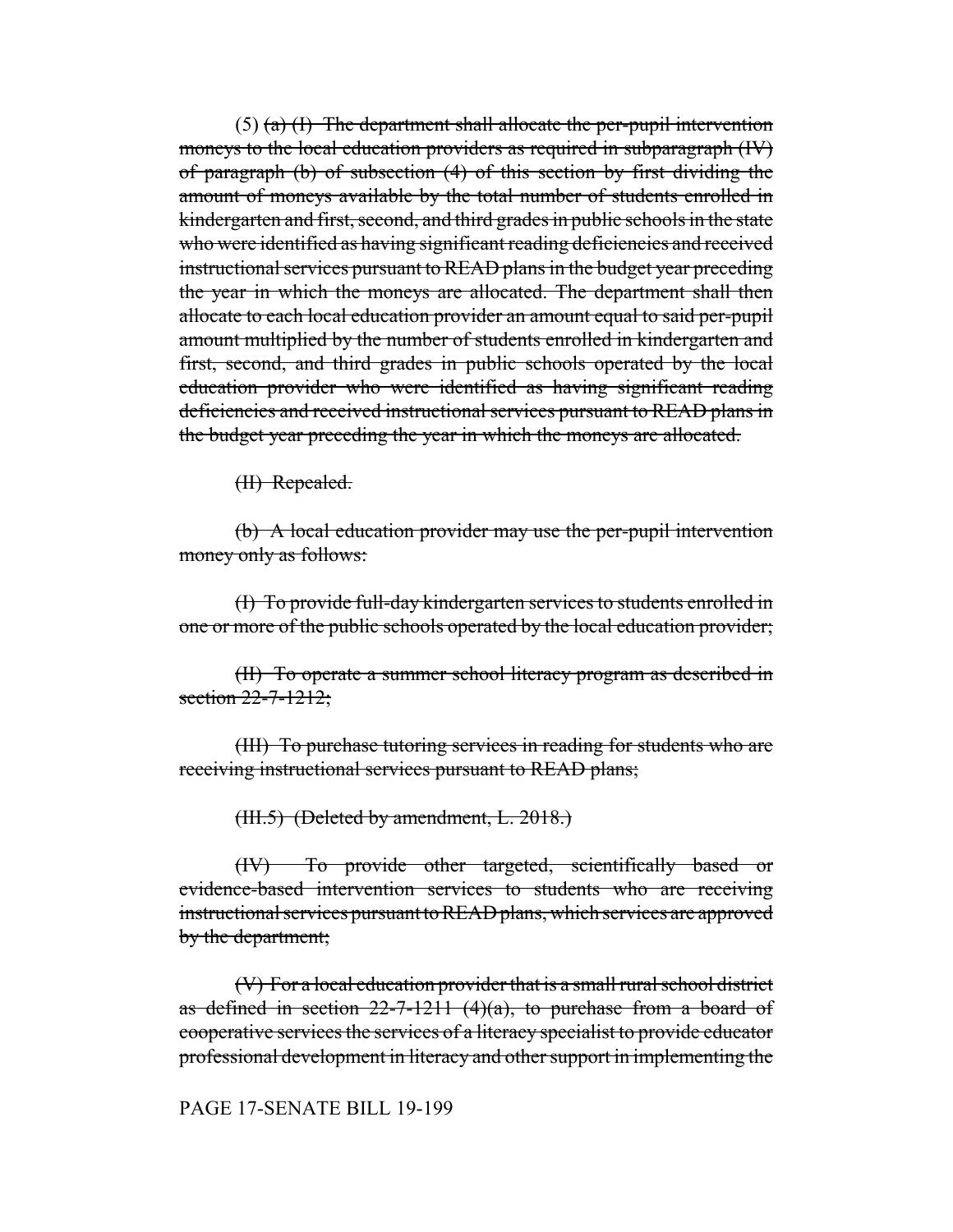(5) ~~(a) (I) The department shall allocate the per-pupil intervention moneys to the local education providers as required in subparagraph (IV) of paragraph (b) of subsection (4) of this section by first dividing the amount of moneys available by the total number of students enrolled in kindergarten and first, second, and third grades in public schools in the state who were identified as having significant reading deficiencies and received instructional services pursuant to READ plans in the budget year preceding the year in which the moneys are allocated. The department shall then allocate to each local education provider an amount equal to said per-pupil amount multiplied by the number of students enrolled in kindergarten and first, second, and third grades in public schools operated by the local education provider who were identified as having significant reading deficiencies and received instructional services pursuant to READ plans in the budget year preceding the year in which the moneys are allocated.~~

~~(II) Repealed.~~

~~(b) A local education provider may use the per-pupil intervention money only as follows:~~

~~(I) To provide full-day kindergarten services to students enrolled in one or more of the public schools operated by the local education provider;~~

~~(II) To operate a summer school literacy program as described in section 22-7-1212;~~

~~(III) To purchase tutoring services in reading for students who are receiving instructional services pursuant to READ plans;~~

~~(III.5) (Deleted by amendment, L. 2018.)~~

~~(IV) To provide other targeted, scientifically based or evidence-based intervention services to students who are receiving instructional services pursuant to READ plans, which services are approved by the department;~~

~~(V) For a local education provider that is a small rural school district as defined in section 22-7-1211 (4)(a), to purchase from a board of cooperative services the services of a literacy specialist to provide educator professional development in literacy and other support in implementing the~~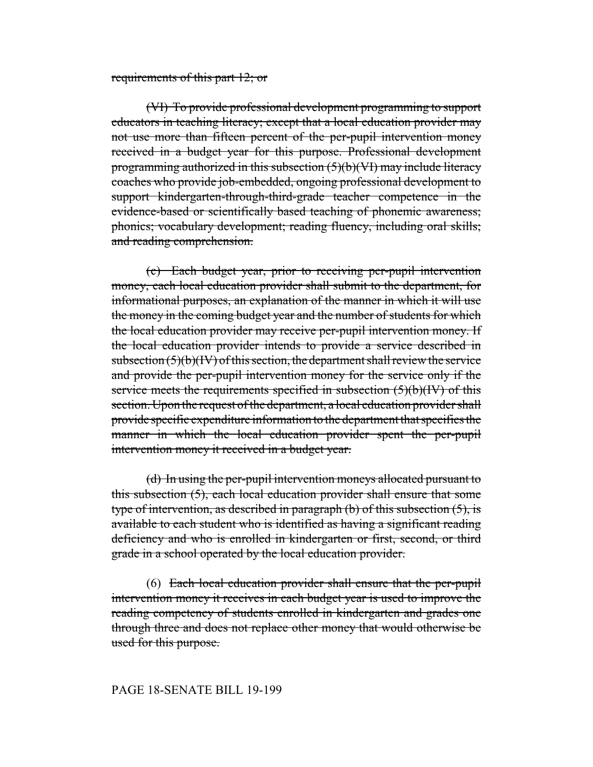~~requirements of this part 12; or~~

~~(VI) To provide professional development programming to support educators in teaching literacy; except that a local education provider may not use more than fifteen percent of the per-pupil intervention money received in a budget year for this purpose. Professional development programming authorized in this subsection (5)(b)(VI) may include literacy coaches who provide job-embedded, ongoing professional development to support kindergarten-through-third-grade teacher competence in the evidence-based or scientifically based teaching of phonemic awareness; phonics; vocabulary development; reading fluency, including oral skills; and reading comprehension.~~

~~(c) Each budget year, prior to receiving per-pupil intervention money, each local education provider shall submit to the department, for informational purposes, an explanation of the manner in which it will use the money in the coming budget year and the number of students for which the local education provider may receive per-pupil intervention money. If the local education provider intends to provide a service described in subsection (5)(b)(IV) of this section, the department shall review the service and provide the per-pupil intervention money for the service only if the service meets the requirements specified in subsection (5)(b)(IV) of this section. Upon the request of the department, a local education provider shall provide specific expenditure information to the department that specifies the manner in which the local education provider spent the per-pupil intervention money it received in a budget year.~~

~~(d) In using the per-pupil intervention moneys allocated pursuant to this subsection (5), each local education provider shall ensure that some type of intervention, as described in paragraph (b) of this subsection (5), is available to each student who is identified as having a significant reading deficiency and who is enrolled in kindergarten or first, second, or third grade in a school operated by the local education provider.~~

(6) ~~Each local education provider shall ensure that the per-pupil intervention money it receives in each budget year is used to improve the reading competency of students enrolled in kindergarten and grades one through three and does not replace other money that would otherwise be used for this purpose.~~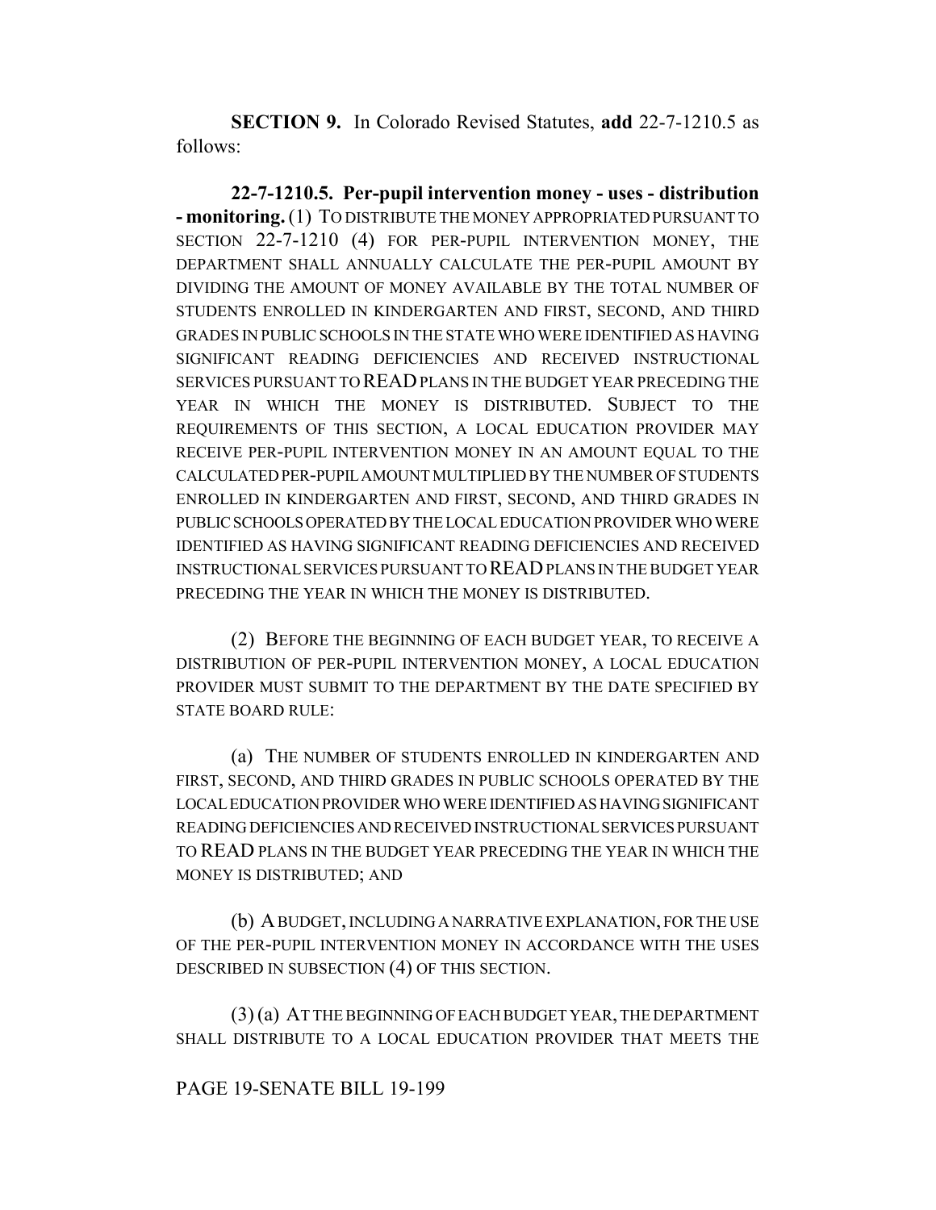**SECTION 9.** In Colorado Revised Statutes, **add** 22-7-1210.5 as follows:

**22-7-1210.5. Per-pupil intervention money - uses - distribution - monitoring.** (1) TO DISTRIBUTE THE MONEY APPROPRIATED PURSUANT TO SECTION 22-7-1210 (4) FOR PER-PUPIL INTERVENTION MONEY, THE DEPARTMENT SHALL ANNUALLY CALCULATE THE PER-PUPIL AMOUNT BY DIVIDING THE AMOUNT OF MONEY AVAILABLE BY THE TOTAL NUMBER OF STUDENTS ENROLLED IN KINDERGARTEN AND FIRST, SECOND, AND THIRD GRADES IN PUBLIC SCHOOLS IN THE STATE WHO WERE IDENTIFIED AS HAVING SIGNIFICANT READING DEFICIENCIES AND RECEIVED INSTRUCTIONAL SERVICES PURSUANT TO READ PLANS IN THE BUDGET YEAR PRECEDING THE YEAR IN WHICH THE MONEY IS DISTRIBUTED. SUBJECT TO THE REQUIREMENTS OF THIS SECTION, A LOCAL EDUCATION PROVIDER MAY RECEIVE PER-PUPIL INTERVENTION MONEY IN AN AMOUNT EQUAL TO THE CALCULATED PER-PUPIL AMOUNT MULTIPLIED BY THE NUMBER OF STUDENTS ENROLLED IN KINDERGARTEN AND FIRST, SECOND, AND THIRD GRADES IN PUBLIC SCHOOLS OPERATED BY THE LOCAL EDUCATION PROVIDER WHO WERE IDENTIFIED AS HAVING SIGNIFICANT READING DEFICIENCIES AND RECEIVED INSTRUCTIONAL SERVICES PURSUANT TO READ PLANS IN THE BUDGET YEAR PRECEDING THE YEAR IN WHICH THE MONEY IS DISTRIBUTED.

(2) BEFORE THE BEGINNING OF EACH BUDGET YEAR, TO RECEIVE A DISTRIBUTION OF PER-PUPIL INTERVENTION MONEY, A LOCAL EDUCATION PROVIDER MUST SUBMIT TO THE DEPARTMENT BY THE DATE SPECIFIED BY STATE BOARD RULE:

(a) THE NUMBER OF STUDENTS ENROLLED IN KINDERGARTEN AND FIRST, SECOND, AND THIRD GRADES IN PUBLIC SCHOOLS OPERATED BY THE LOCAL EDUCATION PROVIDER WHO WERE IDENTIFIED AS HAVING SIGNIFICANT READING DEFICIENCIES AND RECEIVED INSTRUCTIONAL SERVICES PURSUANT TO READ PLANS IN THE BUDGET YEAR PRECEDING THE YEAR IN WHICH THE MONEY IS DISTRIBUTED; AND

(b) A BUDGET, INCLUDING A NARRATIVE EXPLANATION, FOR THE USE OF THE PER-PUPIL INTERVENTION MONEY IN ACCORDANCE WITH THE USES DESCRIBED IN SUBSECTION (4) OF THIS SECTION.

(3) (a) AT THE BEGINNING OF EACH BUDGET YEAR, THE DEPARTMENT SHALL DISTRIBUTE TO A LOCAL EDUCATION PROVIDER THAT MEETS THE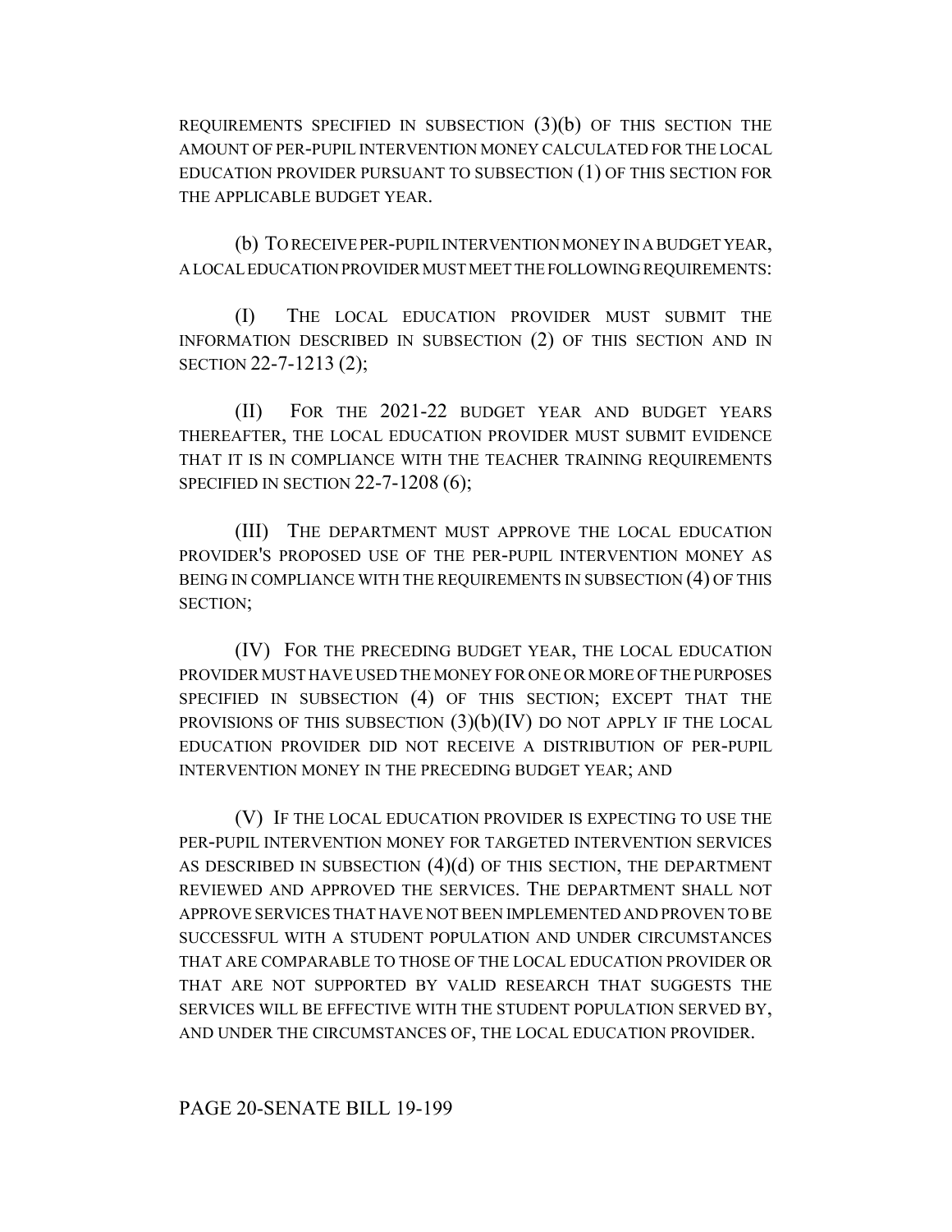REQUIREMENTS SPECIFIED IN SUBSECTION (3)(b) OF THIS SECTION THE AMOUNT OF PER-PUPIL INTERVENTION MONEY CALCULATED FOR THE LOCAL EDUCATION PROVIDER PURSUANT TO SUBSECTION (1) OF THIS SECTION FOR THE APPLICABLE BUDGET YEAR.

(b) TO RECEIVE PER-PUPIL INTERVENTION MONEY IN A BUDGET YEAR, A LOCAL EDUCATION PROVIDER MUST MEET THE FOLLOWING REQUIREMENTS:

(I) THE LOCAL EDUCATION PROVIDER MUST SUBMIT THE INFORMATION DESCRIBED IN SUBSECTION (2) OF THIS SECTION AND IN SECTION 22-7-1213 (2);

(II) FOR THE 2021-22 BUDGET YEAR AND BUDGET YEARS THEREAFTER, THE LOCAL EDUCATION PROVIDER MUST SUBMIT EVIDENCE THAT IT IS IN COMPLIANCE WITH THE TEACHER TRAINING REQUIREMENTS SPECIFIED IN SECTION 22-7-1208 (6);

(III) THE DEPARTMENT MUST APPROVE THE LOCAL EDUCATION PROVIDER'S PROPOSED USE OF THE PER-PUPIL INTERVENTION MONEY AS BEING IN COMPLIANCE WITH THE REQUIREMENTS IN SUBSECTION (4) OF THIS SECTION;

(IV) FOR THE PRECEDING BUDGET YEAR, THE LOCAL EDUCATION PROVIDER MUST HAVE USED THE MONEY FOR ONE OR MORE OF THE PURPOSES SPECIFIED IN SUBSECTION (4) OF THIS SECTION; EXCEPT THAT THE PROVISIONS OF THIS SUBSECTION (3)(b)(IV) DO NOT APPLY IF THE LOCAL EDUCATION PROVIDER DID NOT RECEIVE A DISTRIBUTION OF PER-PUPIL INTERVENTION MONEY IN THE PRECEDING BUDGET YEAR; AND

(V) IF THE LOCAL EDUCATION PROVIDER IS EXPECTING TO USE THE PER-PUPIL INTERVENTION MONEY FOR TARGETED INTERVENTION SERVICES AS DESCRIBED IN SUBSECTION (4)(d) OF THIS SECTION, THE DEPARTMENT REVIEWED AND APPROVED THE SERVICES. THE DEPARTMENT SHALL NOT APPROVE SERVICES THAT HAVE NOT BEEN IMPLEMENTED AND PROVEN TO BE SUCCESSFUL WITH A STUDENT POPULATION AND UNDER CIRCUMSTANCES THAT ARE COMPARABLE TO THOSE OF THE LOCAL EDUCATION PROVIDER OR THAT ARE NOT SUPPORTED BY VALID RESEARCH THAT SUGGESTS THE SERVICES WILL BE EFFECTIVE WITH THE STUDENT POPULATION SERVED BY, AND UNDER THE CIRCUMSTANCES OF, THE LOCAL EDUCATION PROVIDER.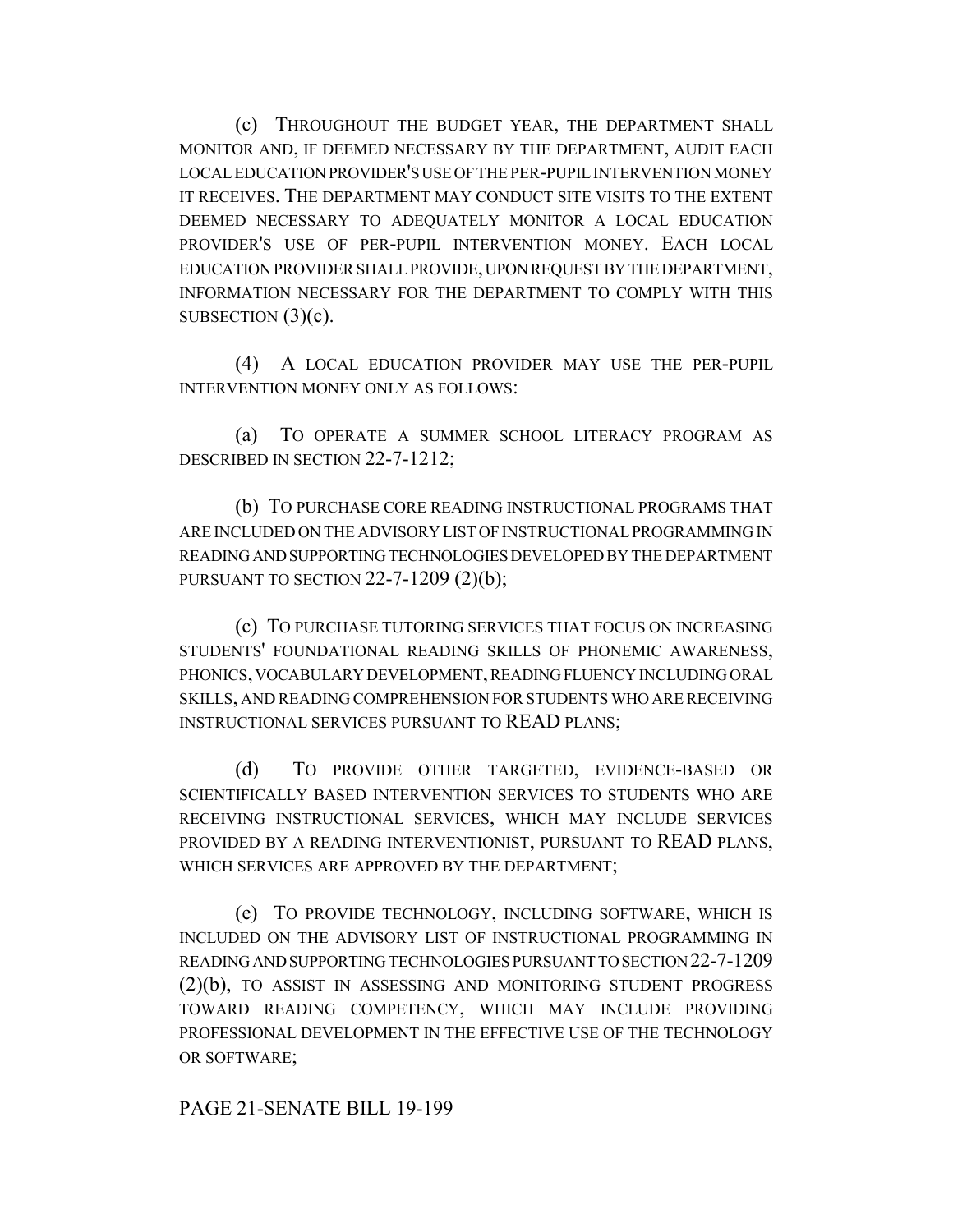(c) THROUGHOUT THE BUDGET YEAR, THE DEPARTMENT SHALL MONITOR AND, IF DEEMED NECESSARY BY THE DEPARTMENT, AUDIT EACH LOCAL EDUCATION PROVIDER'S USE OF THE PER-PUPIL INTERVENTION MONEY IT RECEIVES. THE DEPARTMENT MAY CONDUCT SITE VISITS TO THE EXTENT DEEMED NECESSARY TO ADEQUATELY MONITOR A LOCAL EDUCATION PROVIDER'S USE OF PER-PUPIL INTERVENTION MONEY. EACH LOCAL EDUCATION PROVIDER SHALL PROVIDE, UPON REQUEST BY THE DEPARTMENT, INFORMATION NECESSARY FOR THE DEPARTMENT TO COMPLY WITH THIS SUBSECTION (3)(c).

(4) A LOCAL EDUCATION PROVIDER MAY USE THE PER-PUPIL INTERVENTION MONEY ONLY AS FOLLOWS:

(a) TO OPERATE A SUMMER SCHOOL LITERACY PROGRAM AS DESCRIBED IN SECTION 22-7-1212;

(b) TO PURCHASE CORE READING INSTRUCTIONAL PROGRAMS THAT ARE INCLUDED ON THE ADVISORY LIST OF INSTRUCTIONAL PROGRAMMING IN READING AND SUPPORTING TECHNOLOGIES DEVELOPED BY THE DEPARTMENT PURSUANT TO SECTION 22-7-1209 (2)(b);

(c) TO PURCHASE TUTORING SERVICES THAT FOCUS ON INCREASING STUDENTS' FOUNDATIONAL READING SKILLS OF PHONEMIC AWARENESS, PHONICS, VOCABULARY DEVELOPMENT, READING FLUENCY INCLUDING ORAL SKILLS, AND READING COMPREHENSION FOR STUDENTS WHO ARE RECEIVING INSTRUCTIONAL SERVICES PURSUANT TO READ PLANS;

(d) TO PROVIDE OTHER TARGETED, EVIDENCE-BASED OR SCIENTIFICALLY BASED INTERVENTION SERVICES TO STUDENTS WHO ARE RECEIVING INSTRUCTIONAL SERVICES, WHICH MAY INCLUDE SERVICES PROVIDED BY A READING INTERVENTIONIST, PURSUANT TO READ PLANS, WHICH SERVICES ARE APPROVED BY THE DEPARTMENT;

(e) TO PROVIDE TECHNOLOGY, INCLUDING SOFTWARE, WHICH IS INCLUDED ON THE ADVISORY LIST OF INSTRUCTIONAL PROGRAMMING IN READING AND SUPPORTING TECHNOLOGIES PURSUANT TO SECTION 22-7-1209 (2)(b), TO ASSIST IN ASSESSING AND MONITORING STUDENT PROGRESS TOWARD READING COMPETENCY, WHICH MAY INCLUDE PROVIDING PROFESSIONAL DEVELOPMENT IN THE EFFECTIVE USE OF THE TECHNOLOGY OR SOFTWARE;

PAGE 21-SENATE BILL 19-199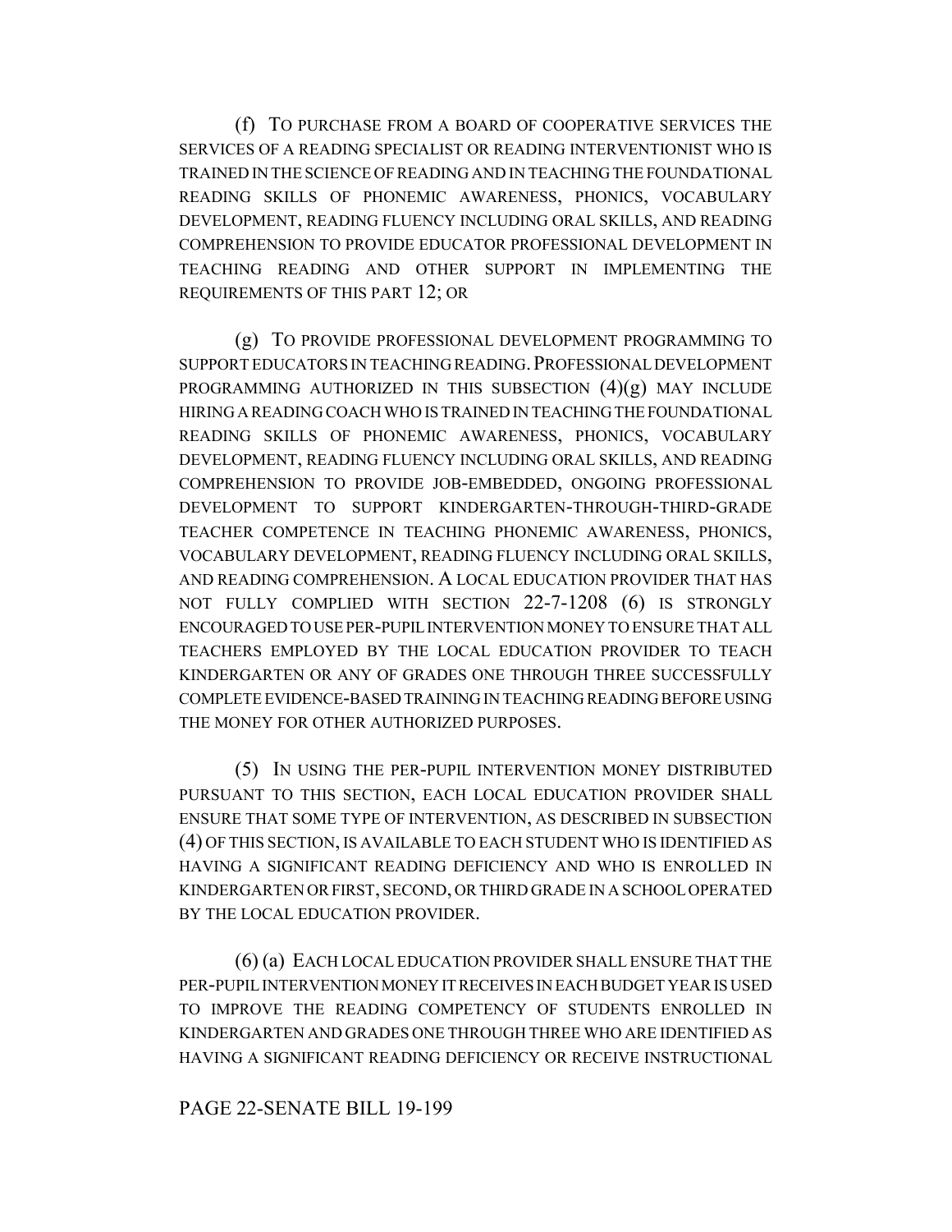(f) TO PURCHASE FROM A BOARD OF COOPERATIVE SERVICES THE SERVICES OF A READING SPECIALIST OR READING INTERVENTIONIST WHO IS TRAINED IN THE SCIENCE OF READING AND IN TEACHING THE FOUNDATIONAL READING SKILLS OF PHONEMIC AWARENESS, PHONICS, VOCABULARY DEVELOPMENT, READING FLUENCY INCLUDING ORAL SKILLS, AND READING COMPREHENSION TO PROVIDE EDUCATOR PROFESSIONAL DEVELOPMENT IN TEACHING READING AND OTHER SUPPORT IN IMPLEMENTING THE REQUIREMENTS OF THIS PART 12; OR

(g) TO PROVIDE PROFESSIONAL DEVELOPMENT PROGRAMMING TO SUPPORT EDUCATORS IN TEACHING READING. PROFESSIONAL DEVELOPMENT PROGRAMMING AUTHORIZED IN THIS SUBSECTION (4)(g) MAY INCLUDE HIRING A READING COACH WHO IS TRAINED IN TEACHING THE FOUNDATIONAL READING SKILLS OF PHONEMIC AWARENESS, PHONICS, VOCABULARY DEVELOPMENT, READING FLUENCY INCLUDING ORAL SKILLS, AND READING COMPREHENSION TO PROVIDE JOB-EMBEDDED, ONGOING PROFESSIONAL DEVELOPMENT TO SUPPORT KINDERGARTEN-THROUGH-THIRD-GRADE TEACHER COMPETENCE IN TEACHING PHONEMIC AWARENESS, PHONICS, VOCABULARY DEVELOPMENT, READING FLUENCY INCLUDING ORAL SKILLS, AND READING COMPREHENSION. A LOCAL EDUCATION PROVIDER THAT HAS NOT FULLY COMPLIED WITH SECTION 22-7-1208 (6) IS STRONGLY ENCOURAGED TO USE PER-PUPIL INTERVENTION MONEY TO ENSURE THAT ALL TEACHERS EMPLOYED BY THE LOCAL EDUCATION PROVIDER TO TEACH KINDERGARTEN OR ANY OF GRADES ONE THROUGH THREE SUCCESSFULLY COMPLETE EVIDENCE-BASED TRAINING IN TEACHING READING BEFORE USING THE MONEY FOR OTHER AUTHORIZED PURPOSES.

(5) IN USING THE PER-PUPIL INTERVENTION MONEY DISTRIBUTED PURSUANT TO THIS SECTION, EACH LOCAL EDUCATION PROVIDER SHALL ENSURE THAT SOME TYPE OF INTERVENTION, AS DESCRIBED IN SUBSECTION (4) OF THIS SECTION, IS AVAILABLE TO EACH STUDENT WHO IS IDENTIFIED AS HAVING A SIGNIFICANT READING DEFICIENCY AND WHO IS ENROLLED IN KINDERGARTEN OR FIRST, SECOND, OR THIRD GRADE IN A SCHOOL OPERATED BY THE LOCAL EDUCATION PROVIDER.

(6) (a) EACH LOCAL EDUCATION PROVIDER SHALL ENSURE THAT THE PER-PUPIL INTERVENTION MONEY IT RECEIVES IN EACH BUDGET YEAR IS USED TO IMPROVE THE READING COMPETENCY OF STUDENTS ENROLLED IN KINDERGARTEN AND GRADES ONE THROUGH THREE WHO ARE IDENTIFIED AS HAVING A SIGNIFICANT READING DEFICIENCY OR RECEIVE INSTRUCTIONAL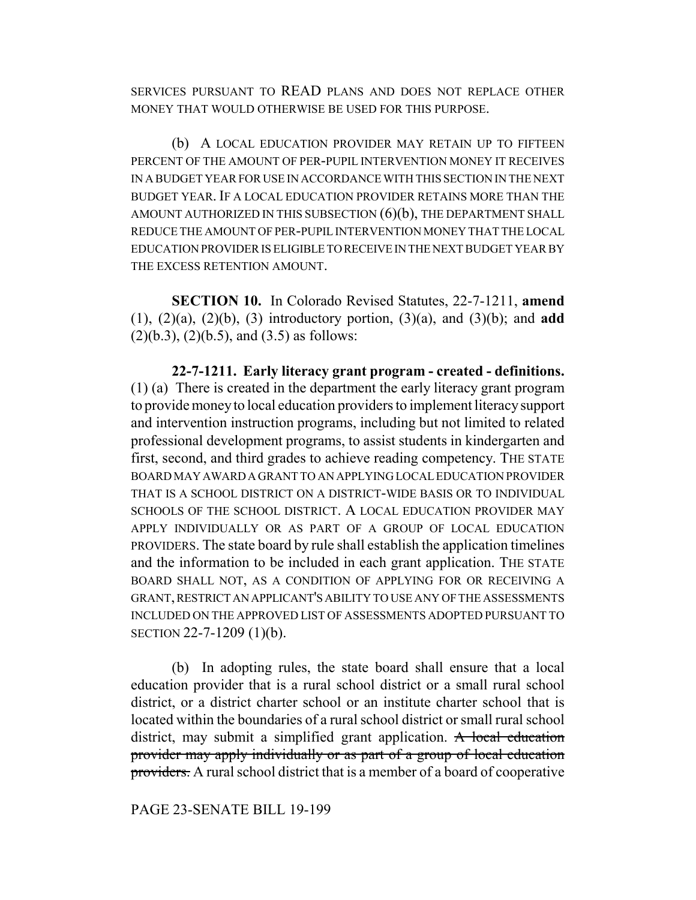SERVICES PURSUANT TO READ PLANS AND DOES NOT REPLACE OTHER MONEY THAT WOULD OTHERWISE BE USED FOR THIS PURPOSE.

(b) A LOCAL EDUCATION PROVIDER MAY RETAIN UP TO FIFTEEN PERCENT OF THE AMOUNT OF PER-PUPIL INTERVENTION MONEY IT RECEIVES IN A BUDGET YEAR FOR USE IN ACCORDANCE WITH THIS SECTION IN THE NEXT BUDGET YEAR. IF A LOCAL EDUCATION PROVIDER RETAINS MORE THAN THE AMOUNT AUTHORIZED IN THIS SUBSECTION (6)(b), THE DEPARTMENT SHALL REDUCE THE AMOUNT OF PER-PUPIL INTERVENTION MONEY THAT THE LOCAL EDUCATION PROVIDER IS ELIGIBLE TO RECEIVE IN THE NEXT BUDGET YEAR BY THE EXCESS RETENTION AMOUNT.

**SECTION 10.** In Colorado Revised Statutes, 22-7-1211, **amend** (1), (2)(a), (2)(b), (3) introductory portion, (3)(a), and (3)(b); and **add** (2)(b.3), (2)(b.5), and (3.5) as follows:

**22-7-1211. Early literacy grant program - created - definitions.** (1) (a) There is created in the department the early literacy grant program to provide money to local education providers to implement literacy support and intervention instruction programs, including but not limited to related professional development programs, to assist students in kindergarten and first, second, and third grades to achieve reading competency. THE STATE BOARD MAY AWARD A GRANT TO AN APPLYING LOCAL EDUCATION PROVIDER THAT IS A SCHOOL DISTRICT ON A DISTRICT-WIDE BASIS OR TO INDIVIDUAL SCHOOLS OF THE SCHOOL DISTRICT. A LOCAL EDUCATION PROVIDER MAY APPLY INDIVIDUALLY OR AS PART OF A GROUP OF LOCAL EDUCATION PROVIDERS. The state board by rule shall establish the application timelines and the information to be included in each grant application. THE STATE BOARD SHALL NOT, AS A CONDITION OF APPLYING FOR OR RECEIVING A GRANT, RESTRICT AN APPLICANT'S ABILITY TO USE ANY OF THE ASSESSMENTS INCLUDED ON THE APPROVED LIST OF ASSESSMENTS ADOPTED PURSUANT TO SECTION 22-7-1209 (1)(b).

(b) In adopting rules, the state board shall ensure that a local education provider that is a rural school district or a small rural school district, or a district charter school or an institute charter school that is located within the boundaries of a rural school district or small rural school district, may submit a simplified grant application. ~~A local education provider may apply individually or as part of a group of local education providers.~~ A rural school district that is a member of a board of cooperative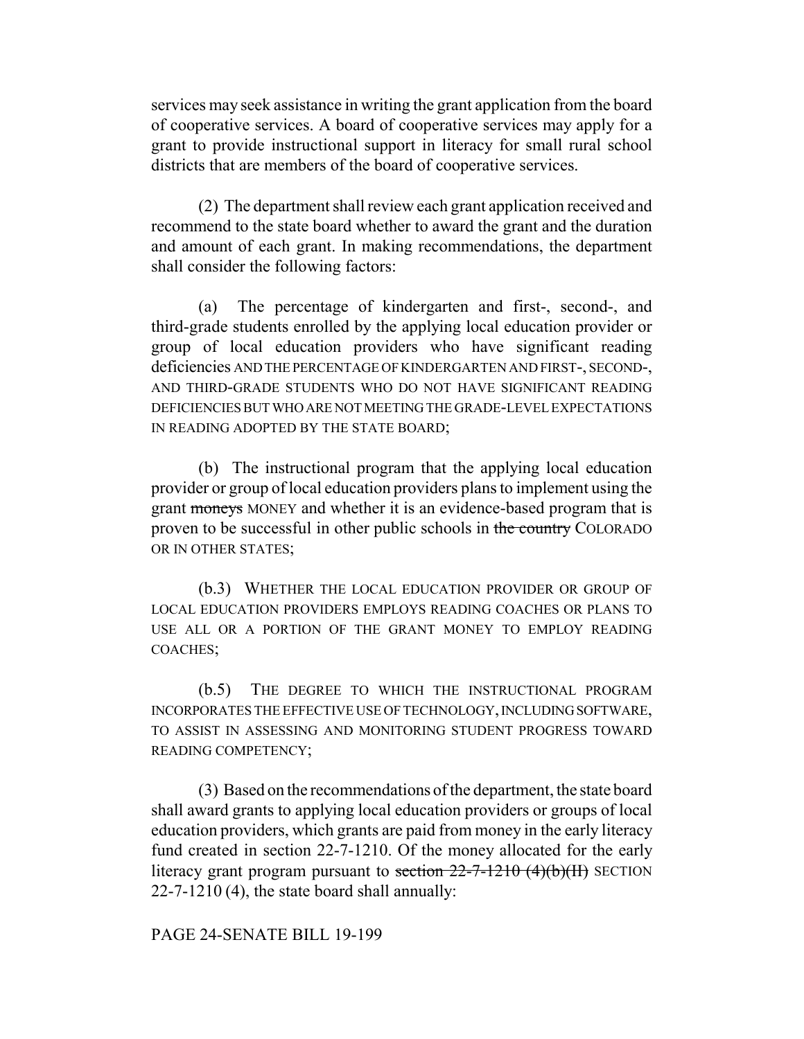services may seek assistance in writing the grant application from the board of cooperative services. A board of cooperative services may apply for a grant to provide instructional support in literacy for small rural school districts that are members of the board of cooperative services.

(2) The department shall review each grant application received and recommend to the state board whether to award the grant and the duration and amount of each grant. In making recommendations, the department shall consider the following factors:

(a) The percentage of kindergarten and first-, second-, and third-grade students enrolled by the applying local education provider or group of local education providers who have significant reading deficiencies AND THE PERCENTAGE OF KINDERGARTEN AND FIRST-, SECOND-, AND THIRD-GRADE STUDENTS WHO DO NOT HAVE SIGNIFICANT READING DEFICIENCIES BUT WHO ARE NOT MEETING THE GRADE-LEVEL EXPECTATIONS IN READING ADOPTED BY THE STATE BOARD;

(b) The instructional program that the applying local education provider or group of local education providers plans to implement using the grant ~~moneys~~ MONEY and whether it is an evidence-based program that is proven to be successful in other public schools in ~~the country~~ COLORADO OR IN OTHER STATES;

(b.3) WHETHER THE LOCAL EDUCATION PROVIDER OR GROUP OF LOCAL EDUCATION PROVIDERS EMPLOYS READING COACHES OR PLANS TO USE ALL OR A PORTION OF THE GRANT MONEY TO EMPLOY READING COACHES;

(b.5) THE DEGREE TO WHICH THE INSTRUCTIONAL PROGRAM INCORPORATES THE EFFECTIVE USE OF TECHNOLOGY, INCLUDING SOFTWARE, TO ASSIST IN ASSESSING AND MONITORING STUDENT PROGRESS TOWARD READING COMPETENCY;

(3) Based on the recommendations of the department, the state board shall award grants to applying local education providers or groups of local education providers, which grants are paid from money in the early literacy fund created in section 22-7-1210. Of the money allocated for the early literacy grant program pursuant to ~~section 22-7-1210 (4)(b)(II)~~ SECTION 22-7-1210 (4), the state board shall annually: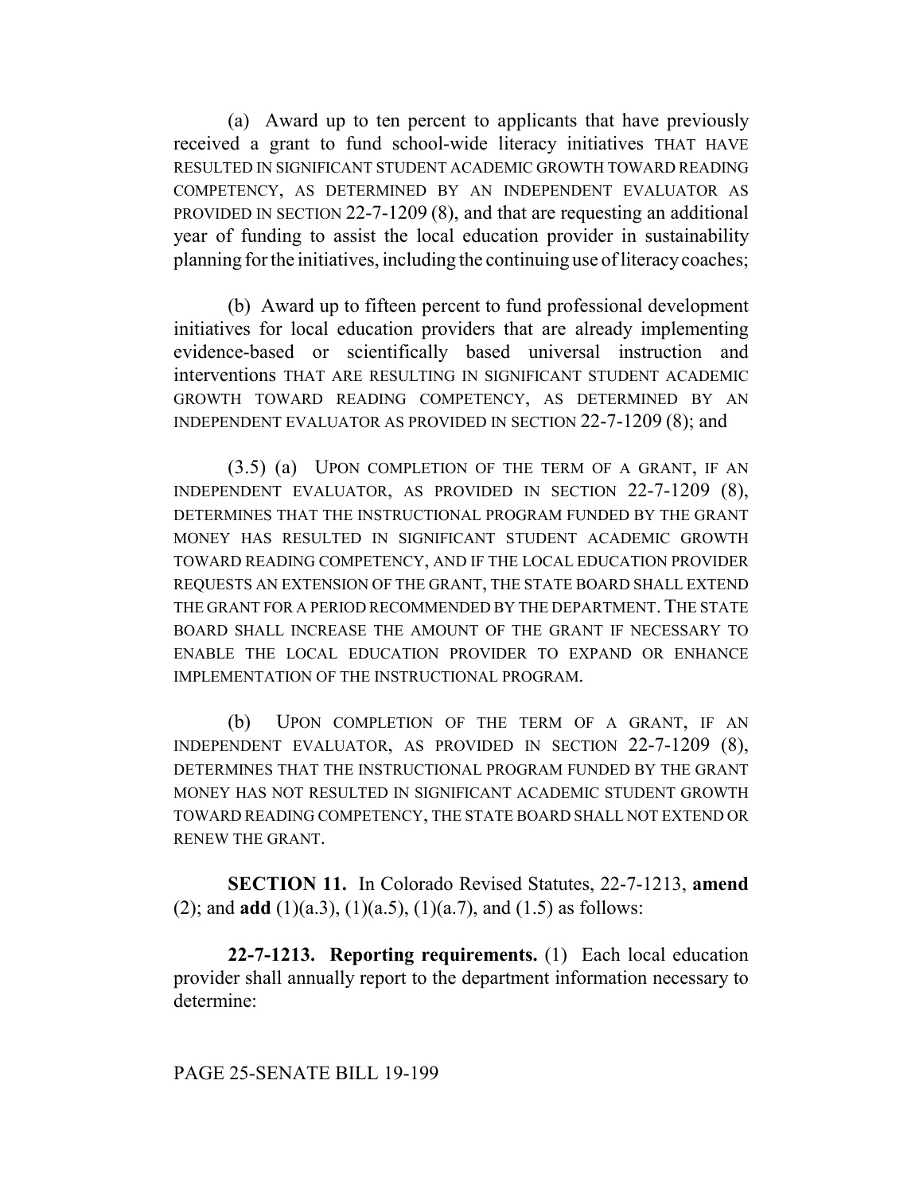(a) Award up to ten percent to applicants that have previously received a grant to fund school-wide literacy initiatives THAT HAVE RESULTED IN SIGNIFICANT STUDENT ACADEMIC GROWTH TOWARD READING COMPETENCY, AS DETERMINED BY AN INDEPENDENT EVALUATOR AS PROVIDED IN SECTION 22-7-1209 (8), and that are requesting an additional year of funding to assist the local education provider in sustainability planning for the initiatives, including the continuing use of literacy coaches;

(b) Award up to fifteen percent to fund professional development initiatives for local education providers that are already implementing evidence-based or scientifically based universal instruction and interventions THAT ARE RESULTING IN SIGNIFICANT STUDENT ACADEMIC GROWTH TOWARD READING COMPETENCY, AS DETERMINED BY AN INDEPENDENT EVALUATOR AS PROVIDED IN SECTION 22-7-1209 (8); and

(3.5) (a) UPON COMPLETION OF THE TERM OF A GRANT, IF AN INDEPENDENT EVALUATOR, AS PROVIDED IN SECTION 22-7-1209 (8), DETERMINES THAT THE INSTRUCTIONAL PROGRAM FUNDED BY THE GRANT MONEY HAS RESULTED IN SIGNIFICANT STUDENT ACADEMIC GROWTH TOWARD READING COMPETENCY, AND IF THE LOCAL EDUCATION PROVIDER REQUESTS AN EXTENSION OF THE GRANT, THE STATE BOARD SHALL EXTEND THE GRANT FOR A PERIOD RECOMMENDED BY THE DEPARTMENT. THE STATE BOARD SHALL INCREASE THE AMOUNT OF THE GRANT IF NECESSARY TO ENABLE THE LOCAL EDUCATION PROVIDER TO EXPAND OR ENHANCE IMPLEMENTATION OF THE INSTRUCTIONAL PROGRAM.

(b) UPON COMPLETION OF THE TERM OF A GRANT, IF AN INDEPENDENT EVALUATOR, AS PROVIDED IN SECTION 22-7-1209 (8), DETERMINES THAT THE INSTRUCTIONAL PROGRAM FUNDED BY THE GRANT MONEY HAS NOT RESULTED IN SIGNIFICANT ACADEMIC STUDENT GROWTH TOWARD READING COMPETENCY, THE STATE BOARD SHALL NOT EXTEND OR RENEW THE GRANT.

**SECTION 11.** In Colorado Revised Statutes, 22-7-1213, **amend** (2); and **add** (1)(a.3), (1)(a.5), (1)(a.7), and (1.5) as follows:

**22-7-1213. Reporting requirements.** (1) Each local education provider shall annually report to the department information necessary to determine: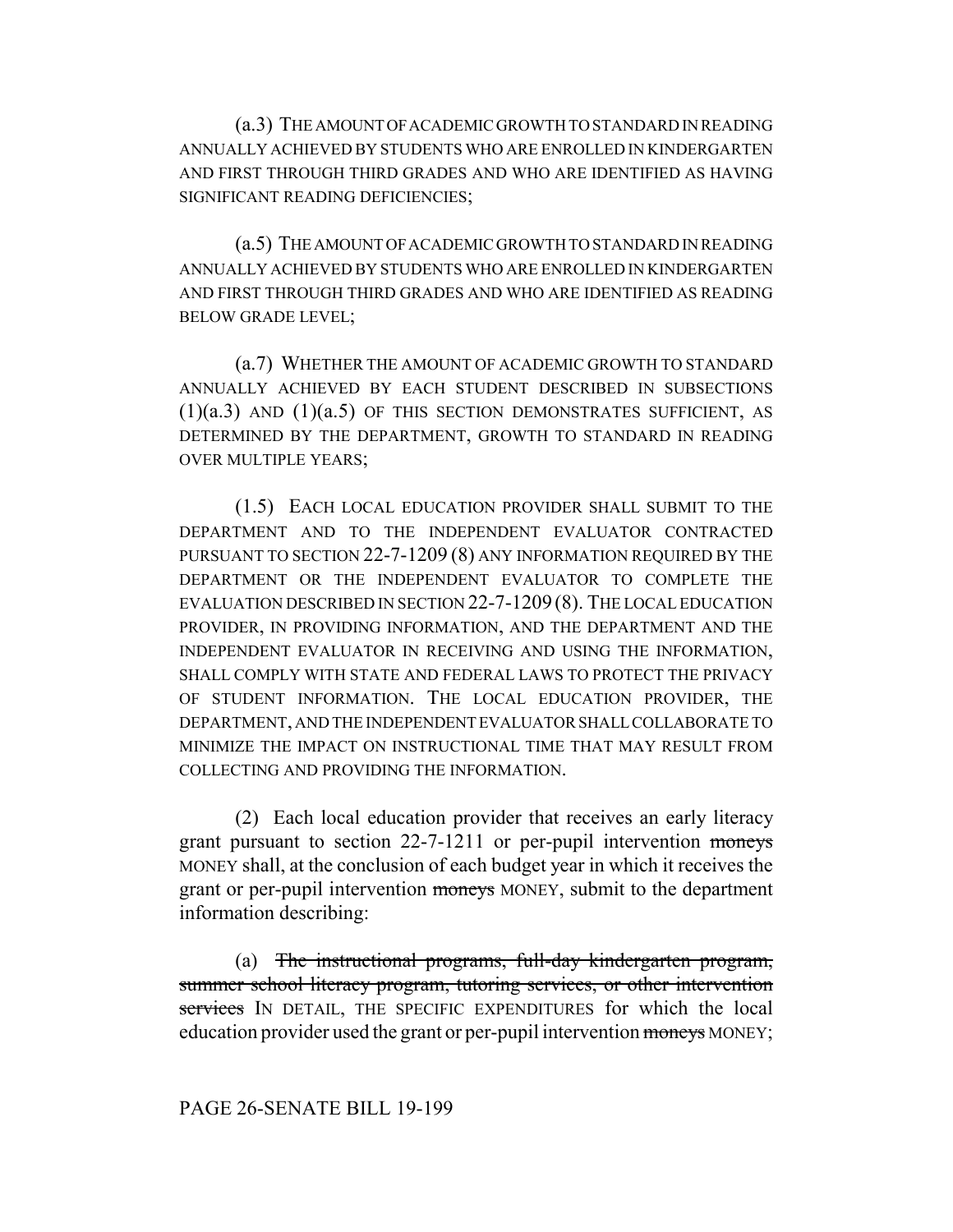(a.3) THE AMOUNT OF ACADEMIC GROWTH TO STANDARD IN READING ANNUALLY ACHIEVED BY STUDENTS WHO ARE ENROLLED IN KINDERGARTEN AND FIRST THROUGH THIRD GRADES AND WHO ARE IDENTIFIED AS HAVING SIGNIFICANT READING DEFICIENCIES;

(a.5) THE AMOUNT OF ACADEMIC GROWTH TO STANDARD IN READING ANNUALLY ACHIEVED BY STUDENTS WHO ARE ENROLLED IN KINDERGARTEN AND FIRST THROUGH THIRD GRADES AND WHO ARE IDENTIFIED AS READING BELOW GRADE LEVEL;

(a.7) WHETHER THE AMOUNT OF ACADEMIC GROWTH TO STANDARD ANNUALLY ACHIEVED BY EACH STUDENT DESCRIBED IN SUBSECTIONS (1)(a.3) AND (1)(a.5) OF THIS SECTION DEMONSTRATES SUFFICIENT, AS DETERMINED BY THE DEPARTMENT, GROWTH TO STANDARD IN READING OVER MULTIPLE YEARS;

(1.5) EACH LOCAL EDUCATION PROVIDER SHALL SUBMIT TO THE DEPARTMENT AND TO THE INDEPENDENT EVALUATOR CONTRACTED PURSUANT TO SECTION 22-7-1209 (8) ANY INFORMATION REQUIRED BY THE DEPARTMENT OR THE INDEPENDENT EVALUATOR TO COMPLETE THE EVALUATION DESCRIBED IN SECTION 22-7-1209 (8). THE LOCAL EDUCATION PROVIDER, IN PROVIDING INFORMATION, AND THE DEPARTMENT AND THE INDEPENDENT EVALUATOR IN RECEIVING AND USING THE INFORMATION, SHALL COMPLY WITH STATE AND FEDERAL LAWS TO PROTECT THE PRIVACY OF STUDENT INFORMATION. THE LOCAL EDUCATION PROVIDER, THE DEPARTMENT, AND THE INDEPENDENT EVALUATOR SHALL COLLABORATE TO MINIMIZE THE IMPACT ON INSTRUCTIONAL TIME THAT MAY RESULT FROM COLLECTING AND PROVIDING THE INFORMATION.

(2) Each local education provider that receives an early literacy grant pursuant to section 22-7-1211 or per-pupil intervention ~~moneys~~ MONEY shall, at the conclusion of each budget year in which it receives the grant or per-pupil intervention ~~moneys~~ MONEY, submit to the department information describing:

(a) ~~The instructional programs, full-day kindergarten program, summer school literacy program, tutoring services, or other intervention services~~ IN DETAIL, THE SPECIFIC EXPENDITURES for which the local education provider used the grant or per-pupil intervention ~~moneys~~ MONEY;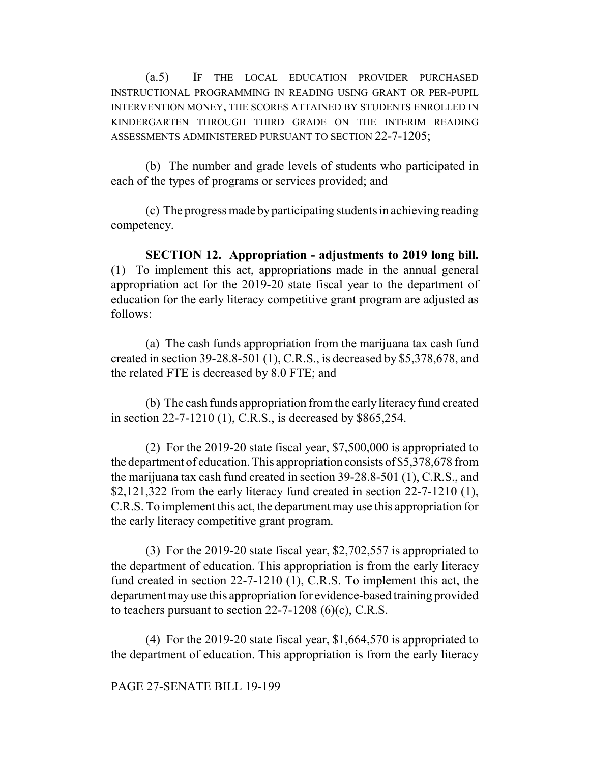(a.5) IF THE LOCAL EDUCATION PROVIDER PURCHASED INSTRUCTIONAL PROGRAMMING IN READING USING GRANT OR PER-PUPIL INTERVENTION MONEY, THE SCORES ATTAINED BY STUDENTS ENROLLED IN KINDERGARTEN THROUGH THIRD GRADE ON THE INTERIM READING ASSESSMENTS ADMINISTERED PURSUANT TO SECTION 22-7-1205;

(b) The number and grade levels of students who participated in each of the types of programs or services provided; and

(c) The progress made by participating students in achieving reading competency.

**SECTION 12. Appropriation - adjustments to 2019 long bill.** (1) To implement this act, appropriations made in the annual general appropriation act for the 2019-20 state fiscal year to the department of education for the early literacy competitive grant program are adjusted as follows:

(a) The cash funds appropriation from the marijuana tax cash fund created in section 39-28.8-501 (1), C.R.S., is decreased by $5,378,678, and the related FTE is decreased by 8.0 FTE; and

(b) The cash funds appropriation from the early literacy fund created in section 22-7-1210 (1), C.R.S., is decreased by $865,254.

(2) For the 2019-20 state fiscal year, $7,500,000 is appropriated to the department of education. This appropriation consists of $5,378,678 from the marijuana tax cash fund created in section 39-28.8-501 (1), C.R.S., and $2,121,322 from the early literacy fund created in section 22-7-1210 (1), C.R.S. To implement this act, the department may use this appropriation for the early literacy competitive grant program.

(3) For the 2019-20 state fiscal year, $2,702,557 is appropriated to the department of education. This appropriation is from the early literacy fund created in section 22-7-1210 (1), C.R.S. To implement this act, the department may use this appropriation for evidence-based training provided to teachers pursuant to section 22-7-1208 (6)(c), C.R.S.

(4) For the 2019-20 state fiscal year, $1,664,570 is appropriated to the department of education. This appropriation is from the early literacy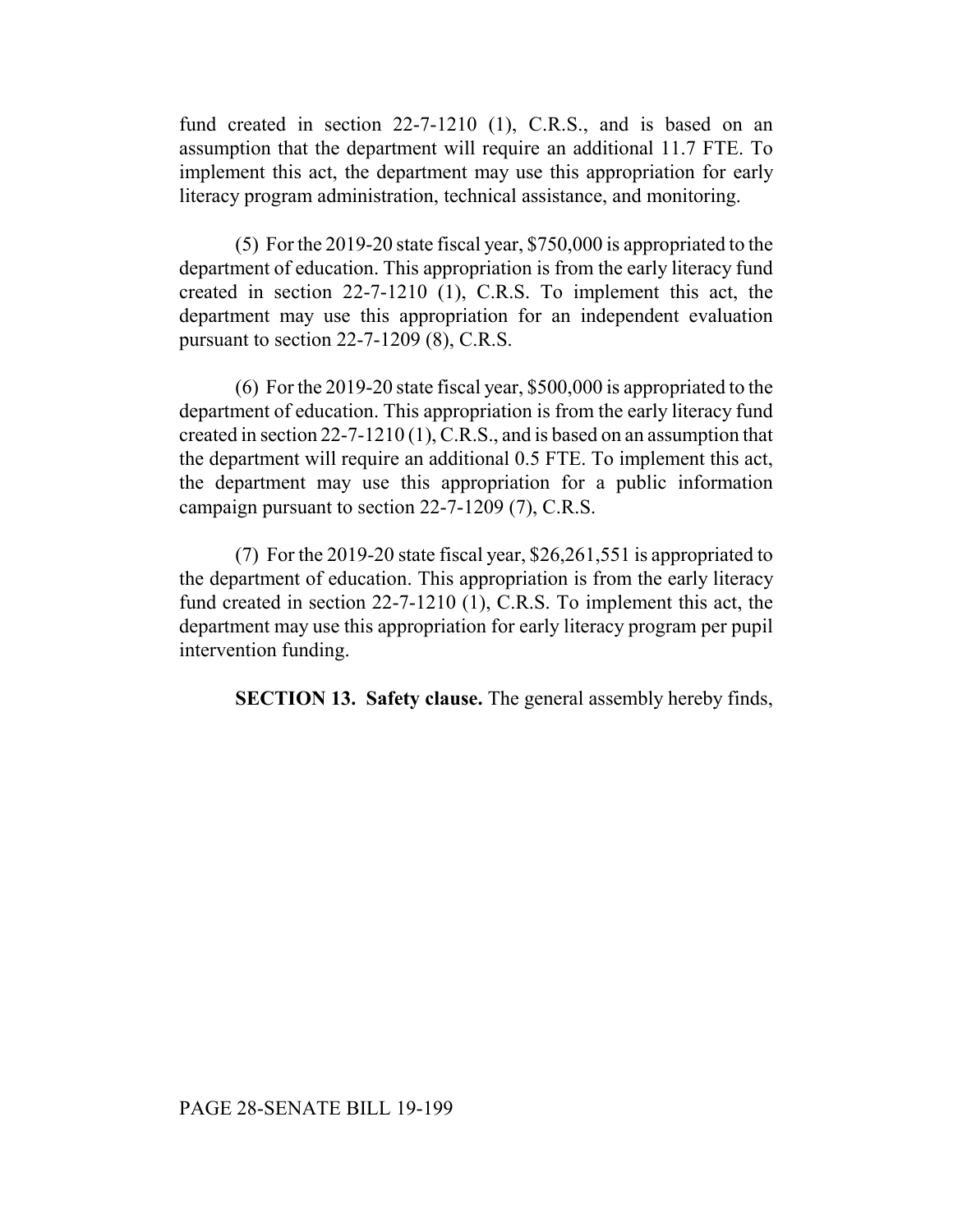fund created in section 22-7-1210 (1), C.R.S., and is based on an assumption that the department will require an additional 11.7 FTE. To implement this act, the department may use this appropriation for early literacy program administration, technical assistance, and monitoring.

(5) For the 2019-20 state fiscal year, $750,000 is appropriated to the department of education. This appropriation is from the early literacy fund created in section 22-7-1210 (1), C.R.S. To implement this act, the department may use this appropriation for an independent evaluation pursuant to section 22-7-1209 (8), C.R.S.

(6) For the 2019-20 state fiscal year, $500,000 is appropriated to the department of education. This appropriation is from the early literacy fund created in section 22-7-1210 (1), C.R.S., and is based on an assumption that the department will require an additional 0.5 FTE. To implement this act, the department may use this appropriation for a public information campaign pursuant to section 22-7-1209 (7), C.R.S.

(7) For the 2019-20 state fiscal year, $26,261,551 is appropriated to the department of education. This appropriation is from the early literacy fund created in section 22-7-1210 (1), C.R.S. To implement this act, the department may use this appropriation for early literacy program per pupil intervention funding.

**SECTION 13. Safety clause.** The general assembly hereby finds,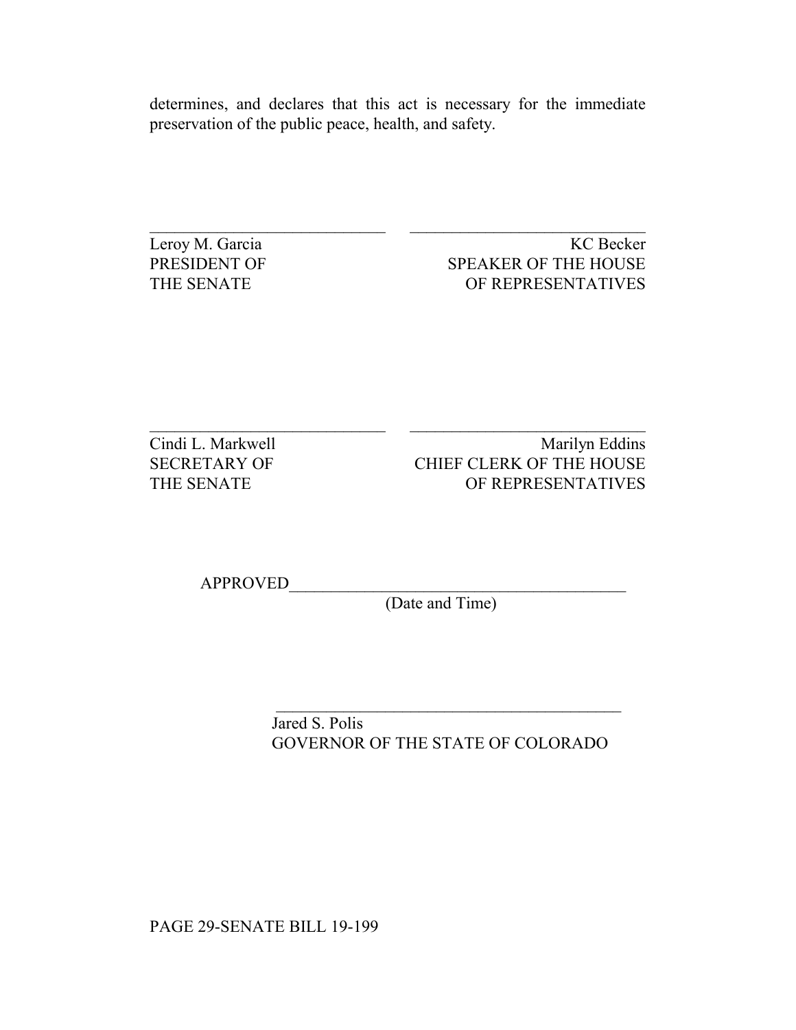determines, and declares that this act is necessary for the immediate preservation of the public peace, health, and safety.

| | |
|---|---|
| \_\_\_\_\_\_\_\_\_\_\_\_\_\_\_\_\_\_\_\_\_\_\_\_\_\_\_\_ | \_\_\_\_\_\_\_\_\_\_\_\_\_\_\_\_\_\_\_\_\_\_\_\_\_\_\_\_ |
| Leroy M. Garcia | KC Becker |
| PRESIDENT OF THE SENATE | SPEAKER OF THE HOUSE OF REPRESENTATIVES |

| | |
|---|---|
| \_\_\_\_\_\_\_\_\_\_\_\_\_\_\_\_\_\_\_\_\_\_\_\_\_\_\_\_ | \_\_\_\_\_\_\_\_\_\_\_\_\_\_\_\_\_\_\_\_\_\_\_\_\_\_\_\_ |
| Cindi L. Markwell | Marilyn Eddins |
| SECRETARY OF THE SENATE | CHIEF CLERK OF THE HOUSE OF REPRESENTATIVES |

APPROVED\_\_\_\_\_\_\_\_\_\_\_\_\_\_\_\_\_\_\_\_\_\_\_\_\_\_\_\_\_\_\_\_\_\_\_\_\_\_\_\_
(Date and Time)

\_\_\_\_\_\_\_\_\_\_\_\_\_\_\_\_\_\_\_\_\_\_\_\_\_\_\_\_\_\_\_\_\_\_\_\_\_\_\_\_\_\_\_\_

Jared S. Polis
GOVERNOR OF THE STATE OF COLORADO

PAGE 29-SENATE BILL 19-199